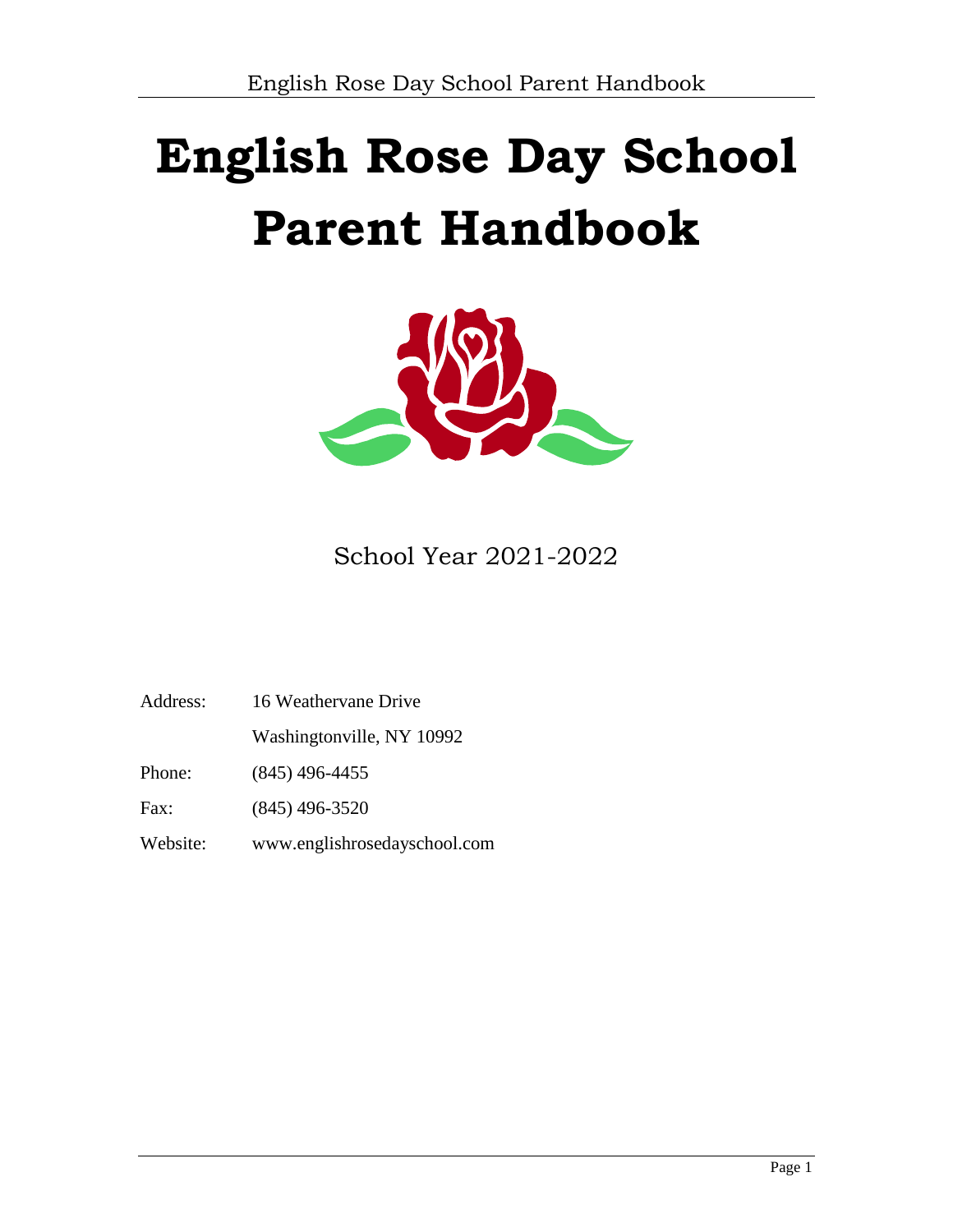# English Rose Day School Parent Handbook

School Year 2021-2022

Address: 16 Weathervane Drive

Washingtonville, NY 10992

Phone: (845) 496-4455

Fax: (845) 496-3520

Website: www.englishrosedayschool.com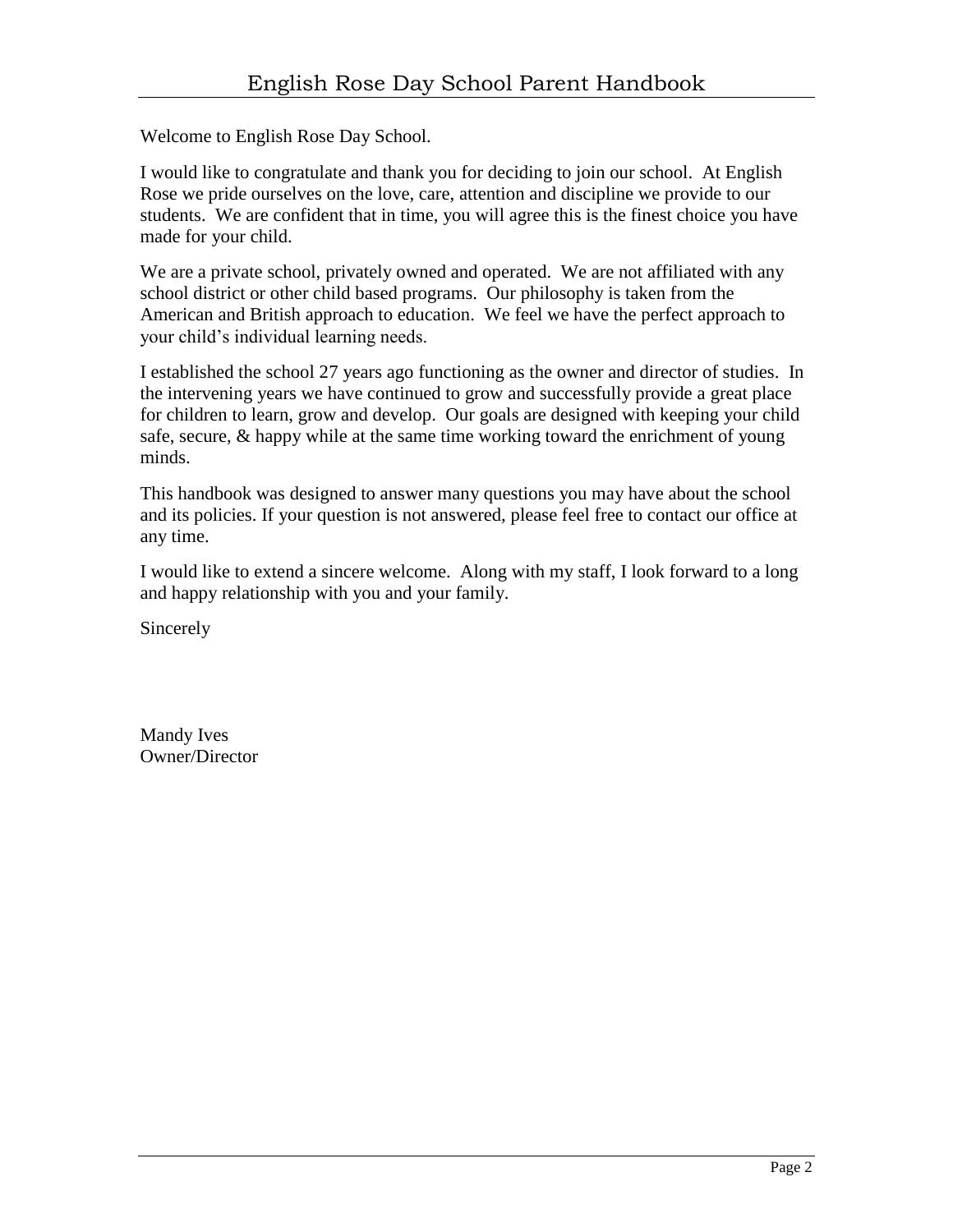Welcome to English Rose Day School.

I would like to congratulate and thank you for deciding to join our school. At English Rose we pride ourselves on the love, care, attention and discipline we provide to our students. We are confident that in time, you will agree this is the finest choice you have made for your child.

We are a private school, privately owned and operated. We are not affiliated with any school district or other child based programs. Our philosophy is taken from the American and British approach to education. We feel we have the perfect approach to your child's individual learning needs.

I established the school 27 years ago functioning as the owner and director of studies. In the intervening years we have continued to grow and successfully provide a great place for children to learn, grow and develop. Our goals are designed with keeping your child safe, secure, & happy while at the same time working toward the enrichment of young minds.

This handbook was designed to answer many questions you may have about the school and its policies. If your question is not answered, please feel free to contact our office at any time.

I would like to extend a sincere welcome. Along with my staff, I look forward to a long and happy relationship with you and your family.

Sincerely

Mandy Ives
Owner/Director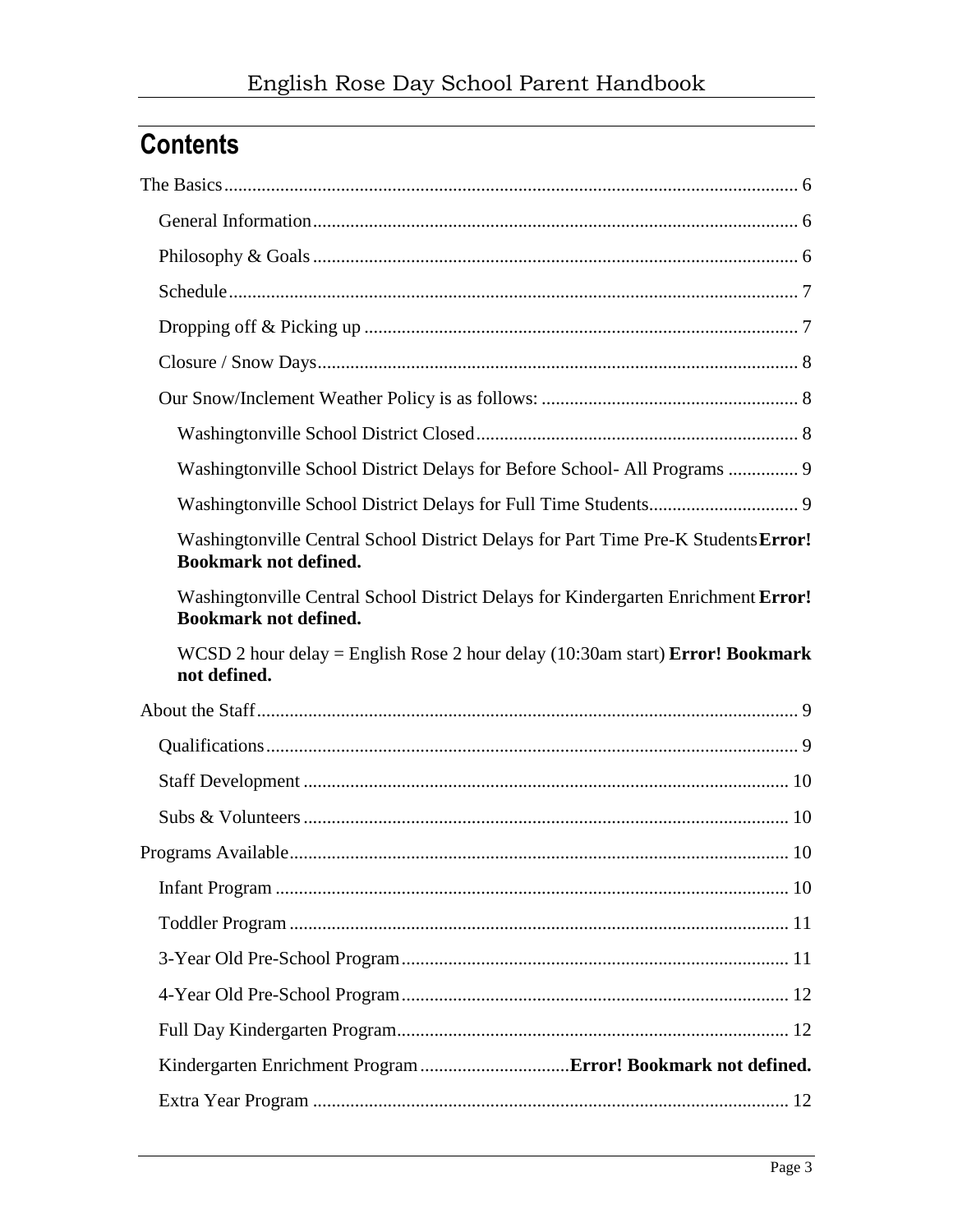# Contents

The Basics ........................................................................................................ 6

- General Information ........................................................................................ 6
- Philosophy & Goals ........................................................................................ 6
- Schedule ........................................................................................................ 7
- Dropping off & Picking up ............................................................................. 7
- Closure / Snow Days ....................................................................................... 8
- Our Snow/Inclement Weather Policy is as follows: ........................................ 8
  - Washingtonville School District Closed ..................................................... 8
  - Washingtonville School District Delays for Before School- All Programs ............... 9
  - Washingtonville School District Delays for Full Time Students ................................ 9
  - Washingtonville Central School District Delays for Part Time Pre-K Students **Error! Bookmark not defined.**
  - Washingtonville Central School District Delays for Kindergarten Enrichment **Error! Bookmark not defined.**
  - WCSD 2 hour delay = English Rose 2 hour delay (10:30am start) **Error! Bookmark not defined.**

About the Staff .................................................................................................. 9

- Qualifications ................................................................................................. 9
- Staff Development ........................................................................................ 10
- Subs & Volunteers ........................................................................................ 10

Programs Available .......................................................................................... 10

- Infant Program .............................................................................................. 10
- Toddler Program ............................................................................................ 11
- 3-Year Old Pre-School Program .................................................................... 11
- 4-Year Old Pre-School Program .................................................................... 12
- Full Day Kindergarten Program ..................................................................... 12
- Kindergarten Enrichment Program ................................ **Error! Bookmark not defined.**
- Extra Year Program ....................................................................................... 12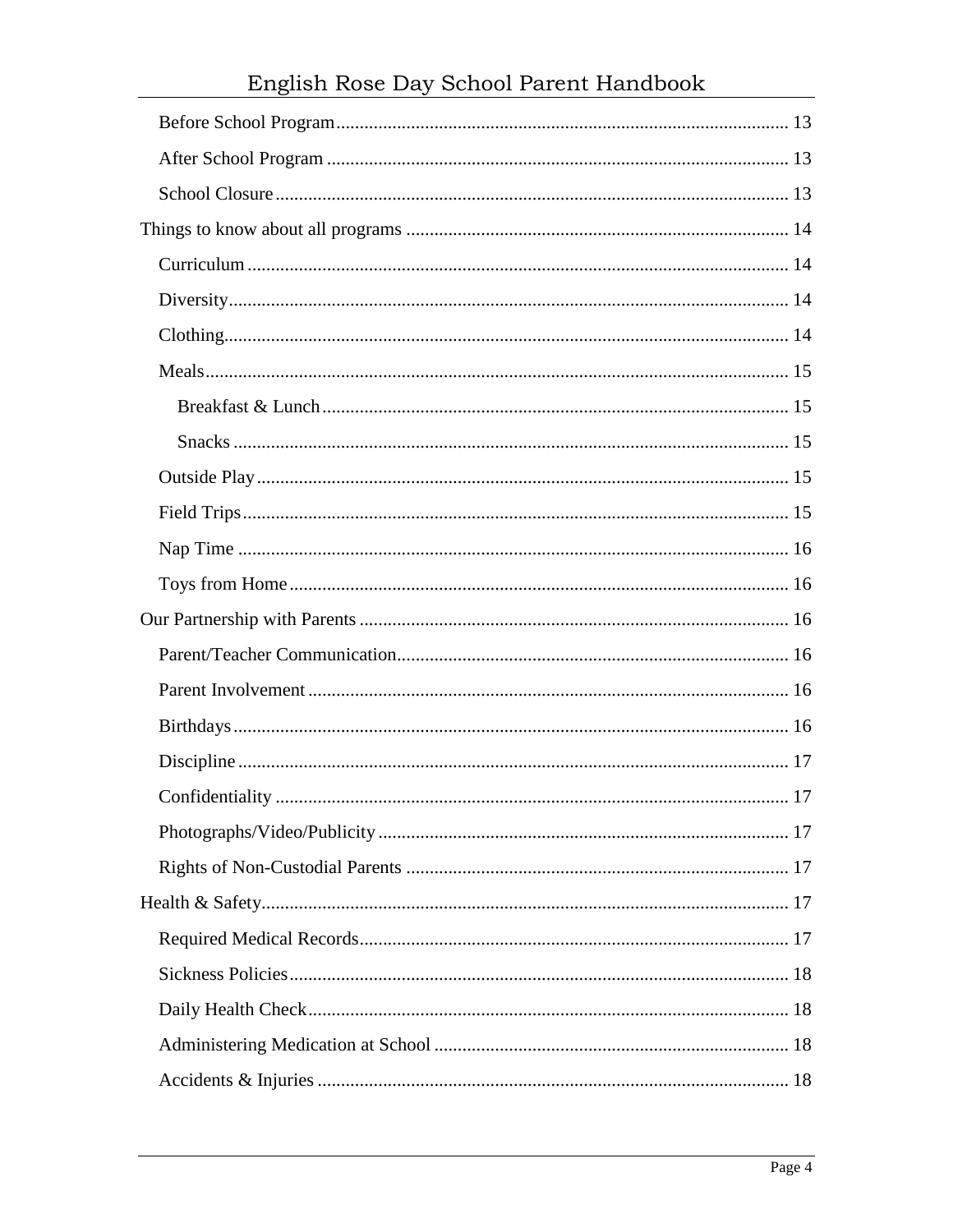- Before School Program ... 13
- After School Program ... 13
- School Closure ... 13

Things to know about all programs ... 14

- Curriculum ... 14
- Diversity ... 14
- Clothing ... 14
- Meals ... 15
  - Breakfast & Lunch ... 15
  - Snacks ... 15
- Outside Play ... 15
- Field Trips ... 15
- Nap Time ... 16
- Toys from Home ... 16

Our Partnership with Parents ... 16

- Parent/Teacher Communication ... 16
- Parent Involvement ... 16
- Birthdays ... 16
- Discipline ... 17
- Confidentiality ... 17
- Photographs/Video/Publicity ... 17
- Rights of Non-Custodial Parents ... 17

Health & Safety ... 17

- Required Medical Records ... 17
- Sickness Policies ... 18
- Daily Health Check ... 18
- Administering Medication at School ... 18
- Accidents & Injuries ... 18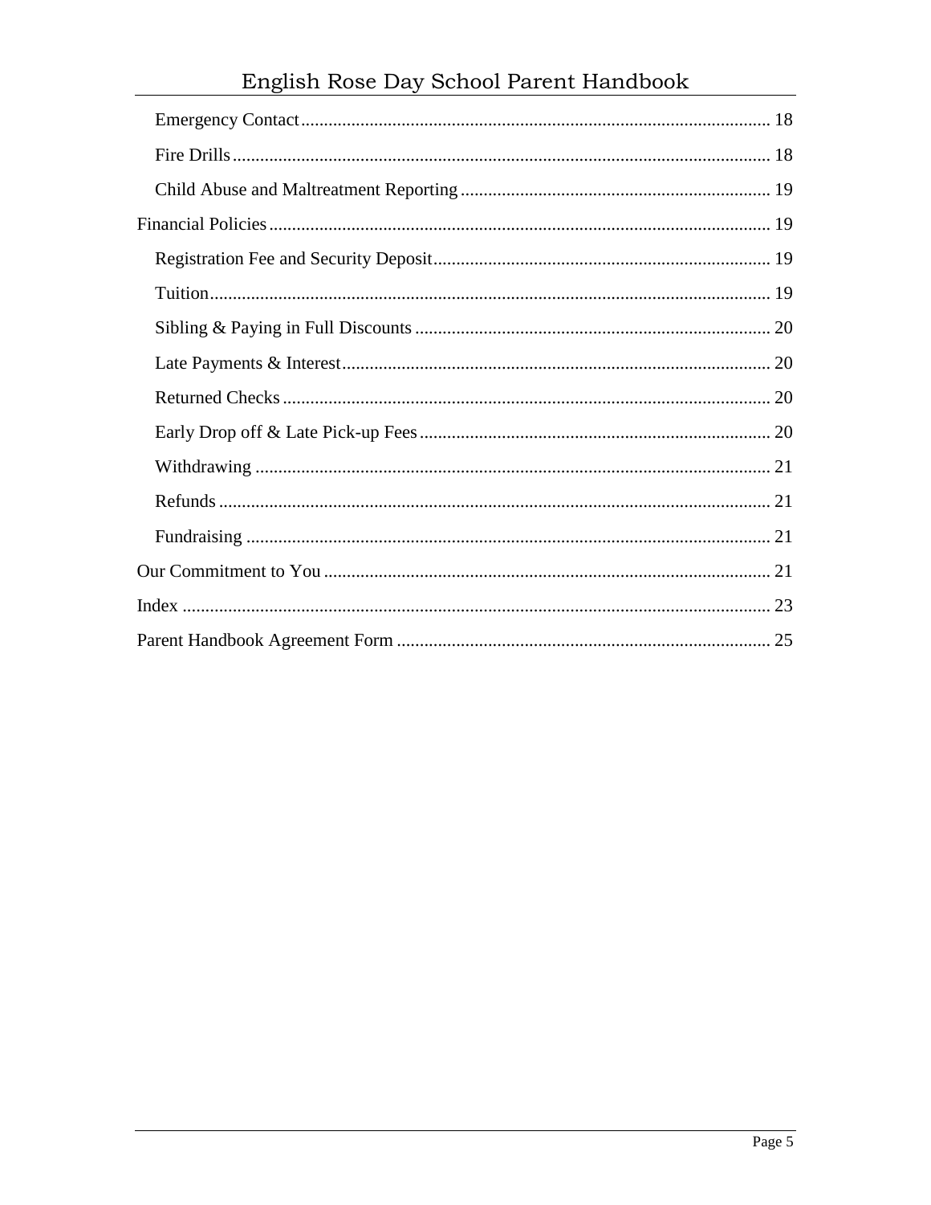- Emergency Contact ........ 18
- Fire Drills ........ 18
- Child Abuse and Maltreatment Reporting ........ 19

Financial Policies ........ 19

- Registration Fee and Security Deposit ........ 19
- Tuition ........ 19
- Sibling & Paying in Full Discounts ........ 20
- Late Payments & Interest ........ 20
- Returned Checks ........ 20
- Early Drop off & Late Pick-up Fees ........ 20
- Withdrawing ........ 21
- Refunds ........ 21
- Fundraising ........ 21

Our Commitment to You ........ 21

Index ........ 23

Parent Handbook Agreement Form ........ 25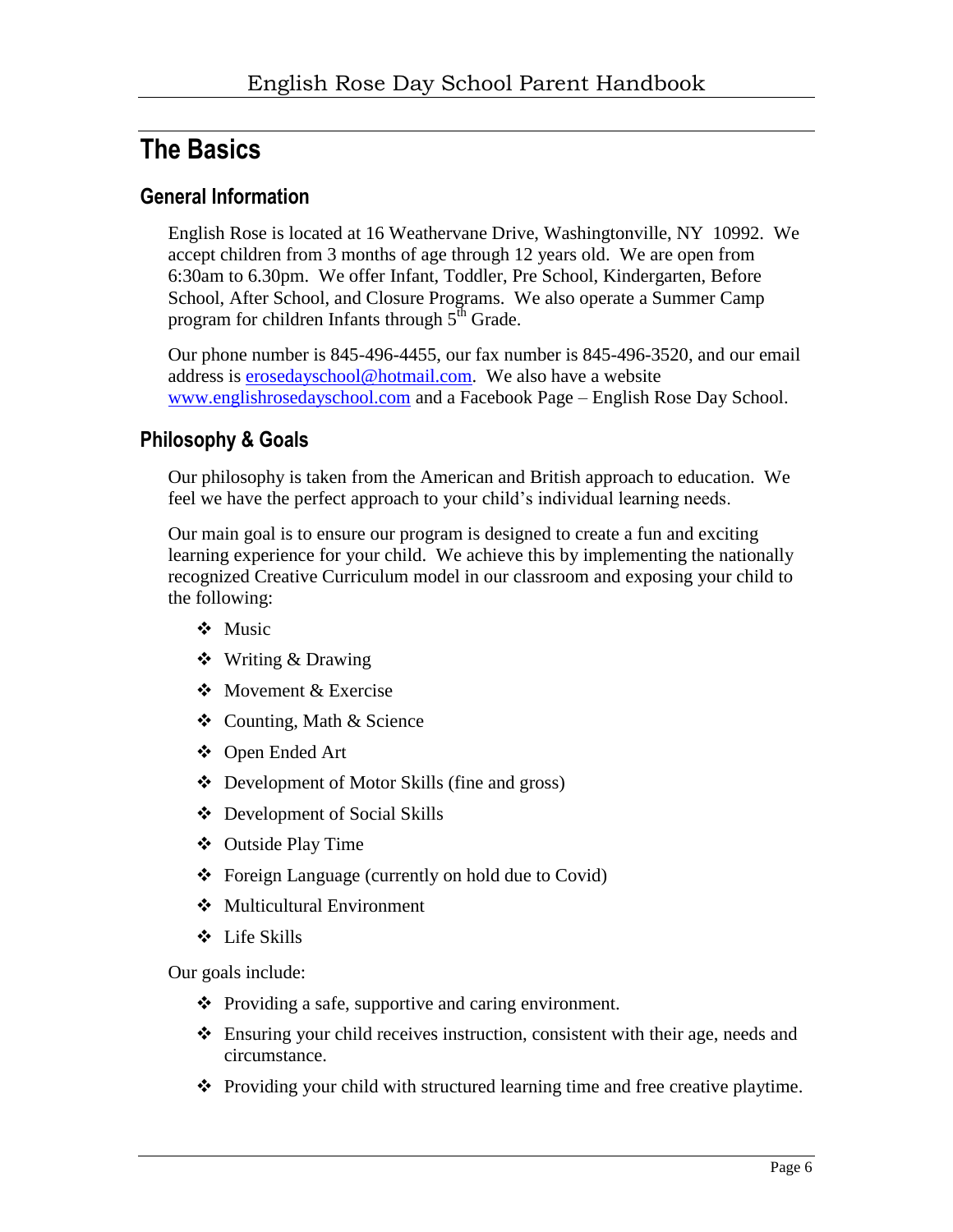# The Basics

## General Information

English Rose is located at 16 Weathervane Drive, Washingtonville, NY 10992. We accept children from 3 months of age through 12 years old. We are open from 6:30am to 6.30pm. We offer Infant, Toddler, Pre School, Kindergarten, Before School, After School, and Closure Programs. We also operate a Summer Camp program for children Infants through 5th Grade.

Our phone number is 845-496-4455, our fax number is 845-496-3520, and our email address is erosedayschool@hotmail.com. We also have a website www.englishrosedayschool.com and a Facebook Page – English Rose Day School.

## Philosophy & Goals

Our philosophy is taken from the American and British approach to education. We feel we have the perfect approach to your child's individual learning needs.

Our main goal is to ensure our program is designed to create a fun and exciting learning experience for your child. We achieve this by implementing the nationally recognized Creative Curriculum model in our classroom and exposing your child to the following:

- Music
- Writing & Drawing
- Movement & Exercise
- Counting, Math & Science
- Open Ended Art
- Development of Motor Skills (fine and gross)
- Development of Social Skills
- Outside Play Time
- Foreign Language (currently on hold due to Covid)
- Multicultural Environment
- Life Skills

Our goals include:

- Providing a safe, supportive and caring environment.
- Ensuring your child receives instruction, consistent with their age, needs and circumstance.
- Providing your child with structured learning time and free creative playtime.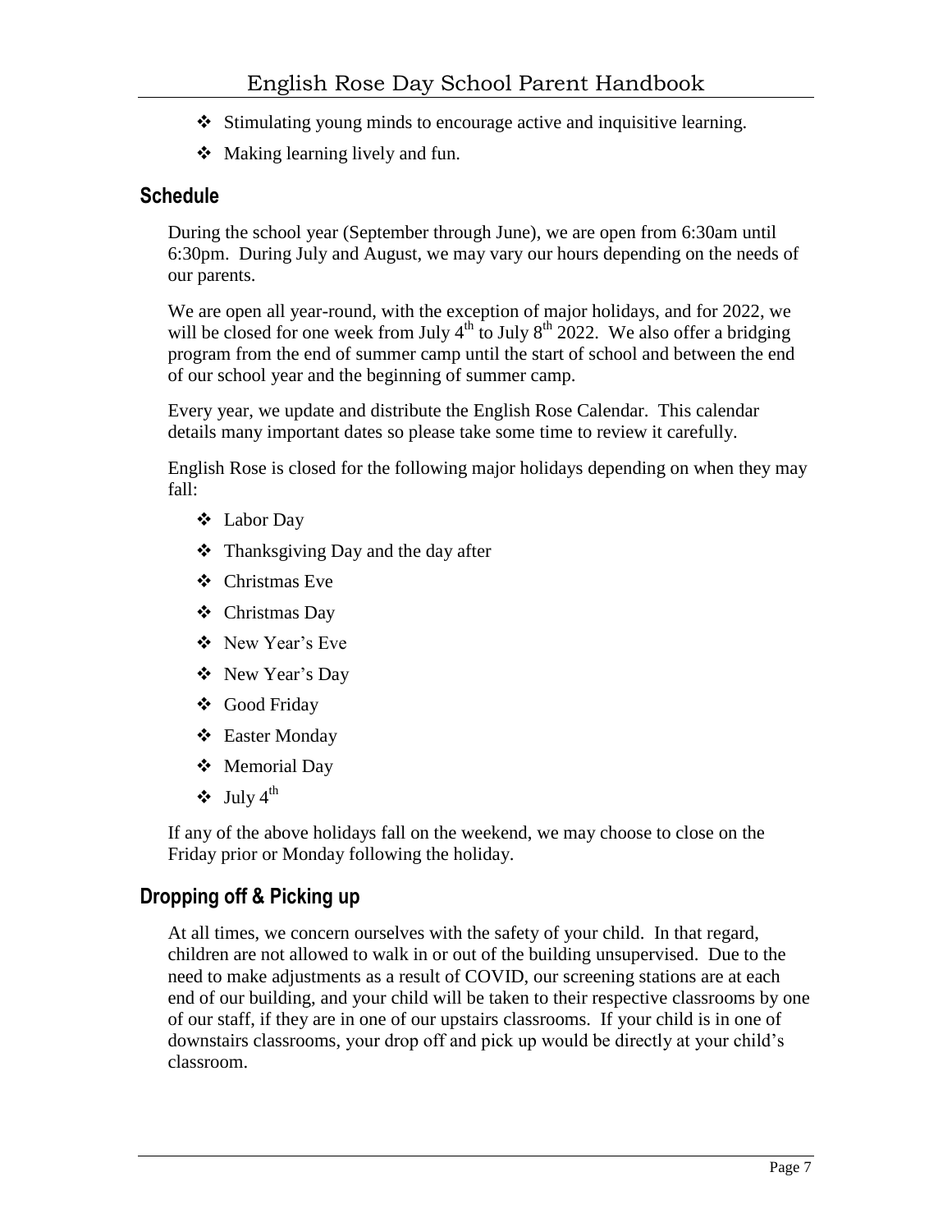- Stimulating young minds to encourage active and inquisitive learning.
- Making learning lively and fun.

## Schedule

During the school year (September through June), we are open from 6:30am until 6:30pm. During July and August, we may vary our hours depending on the needs of our parents.

We are open all year-round, with the exception of major holidays, and for 2022, we will be closed for one week from July 4th to July 8th 2022. We also offer a bridging program from the end of summer camp until the start of school and between the end of our school year and the beginning of summer camp.

Every year, we update and distribute the English Rose Calendar. This calendar details many important dates so please take some time to review it carefully.

English Rose is closed for the following major holidays depending on when they may fall:

- Labor Day
- Thanksgiving Day and the day after
- Christmas Eve
- Christmas Day
- New Year's Eve
- New Year's Day
- Good Friday
- Easter Monday
- Memorial Day
- July 4th

If any of the above holidays fall on the weekend, we may choose to close on the Friday prior or Monday following the holiday.

## Dropping off & Picking up

At all times, we concern ourselves with the safety of your child. In that regard, children are not allowed to walk in or out of the building unsupervised. Due to the need to make adjustments as a result of COVID, our screening stations are at each end of our building, and your child will be taken to their respective classrooms by one of our staff, if they are in one of our upstairs classrooms. If your child is in one of downstairs classrooms, your drop off and pick up would be directly at your child's classroom.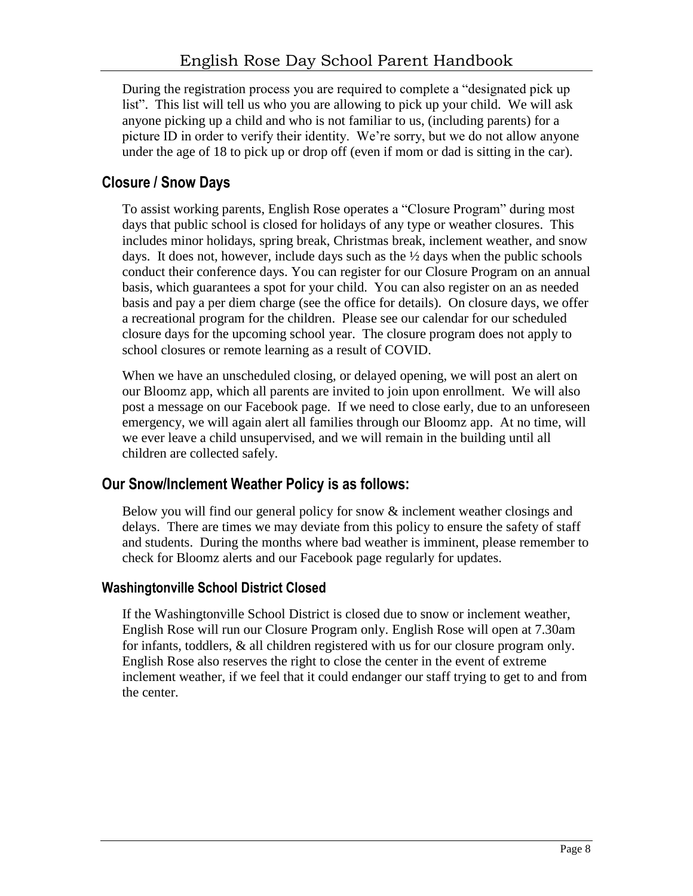During the registration process you are required to complete a "designated pick up list". This list will tell us who you are allowing to pick up your child. We will ask anyone picking up a child and who is not familiar to us, (including parents) for a picture ID in order to verify their identity. We're sorry, but we do not allow anyone under the age of 18 to pick up or drop off (even if mom or dad is sitting in the car).

## Closure / Snow Days

To assist working parents, English Rose operates a "Closure Program" during most days that public school is closed for holidays of any type or weather closures. This includes minor holidays, spring break, Christmas break, inclement weather, and snow days. It does not, however, include days such as the ½ days when the public schools conduct their conference days. You can register for our Closure Program on an annual basis, which guarantees a spot for your child. You can also register on an as needed basis and pay a per diem charge (see the office for details). On closure days, we offer a recreational program for the children. Please see our calendar for our scheduled closure days for the upcoming school year. The closure program does not apply to school closures or remote learning as a result of COVID.

When we have an unscheduled closing, or delayed opening, we will post an alert on our Bloomz app, which all parents are invited to join upon enrollment. We will also post a message on our Facebook page. If we need to close early, due to an unforeseen emergency, we will again alert all families through our Bloomz app. At no time, will we ever leave a child unsupervised, and we will remain in the building until all children are collected safely.

## Our Snow/Inclement Weather Policy is as follows:

Below you will find our general policy for snow & inclement weather closings and delays. There are times we may deviate from this policy to ensure the safety of staff and students. During the months where bad weather is imminent, please remember to check for Bloomz alerts and our Facebook page regularly for updates.

### Washingtonville School District Closed

If the Washingtonville School District is closed due to snow or inclement weather, English Rose will run our Closure Program only. English Rose will open at 7.30am for infants, toddlers, & all children registered with us for our closure program only. English Rose also reserves the right to close the center in the event of extreme inclement weather, if we feel that it could endanger our staff trying to get to and from the center.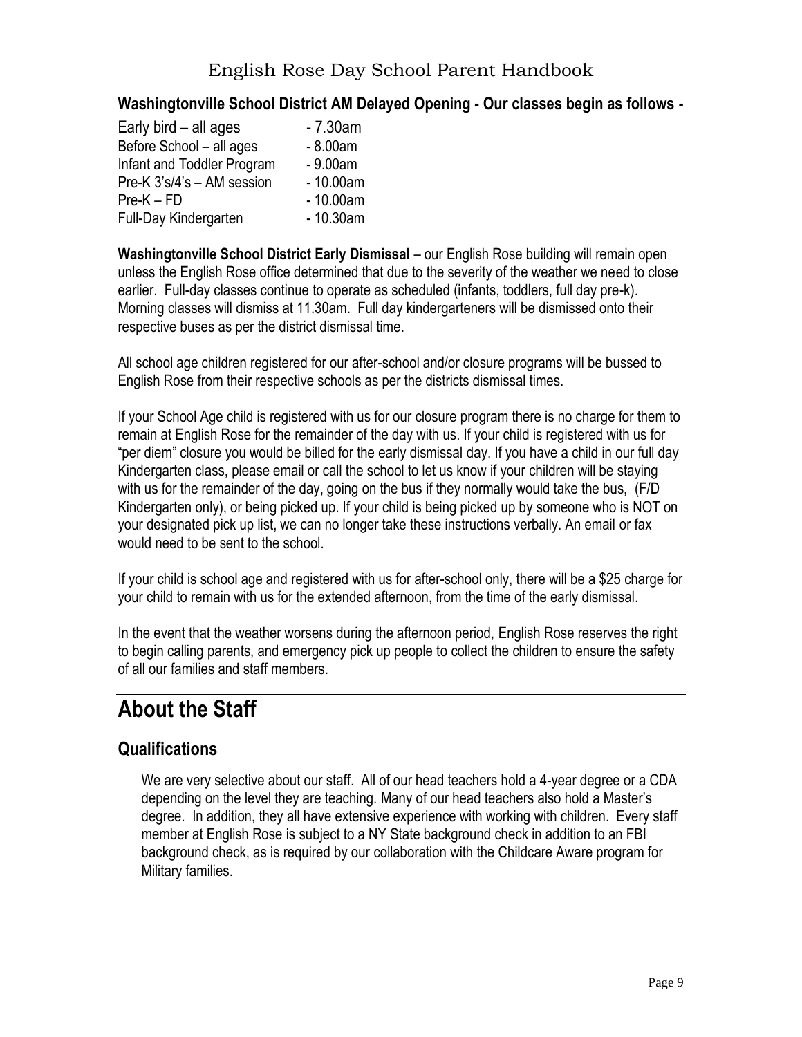**Washingtonville School District AM Delayed Opening - Our classes begin as follows -**

| | |
|---|---|
| Early bird – all ages | - 7.30am |
| Before School – all ages | - 8.00am |
| Infant and Toddler Program | - 9.00am |
| Pre-K 3's/4's – AM session | - 10.00am |
| Pre-K – FD | - 10.00am |
| Full-Day Kindergarten | - 10.30am |

**Washingtonville School District Early Dismissal** – our English Rose building will remain open unless the English Rose office determined that due to the severity of the weather we need to close earlier. Full-day classes continue to operate as scheduled (infants, toddlers, full day pre-k). Morning classes will dismiss at 11.30am. Full day kindergarteners will be dismissed onto their respective buses as per the district dismissal time.

All school age children registered for our after-school and/or closure programs will be bussed to English Rose from their respective schools as per the districts dismissal times.

If your School Age child is registered with us for our closure program there is no charge for them to remain at English Rose for the remainder of the day with us. If your child is registered with us for "per diem" closure you would be billed for the early dismissal day. If you have a child in our full day Kindergarten class, please email or call the school to let us know if your children will be staying with us for the remainder of the day, going on the bus if they normally would take the bus, (F/D Kindergarten only), or being picked up. If your child is being picked up by someone who is NOT on your designated pick up list, we can no longer take these instructions verbally. An email or fax would need to be sent to the school.

If your child is school age and registered with us for after-school only, there will be a $25 charge for your child to remain with us for the extended afternoon, from the time of the early dismissal.

In the event that the weather worsens during the afternoon period, English Rose reserves the right to begin calling parents, and emergency pick up people to collect the children to ensure the safety of all our families and staff members.

# About the Staff

## Qualifications

We are very selective about our staff. All of our head teachers hold a 4-year degree or a CDA depending on the level they are teaching. Many of our head teachers also hold a Master's degree. In addition, they all have extensive experience with working with children. Every staff member at English Rose is subject to a NY State background check in addition to an FBI background check, as is required by our collaboration with the Childcare Aware program for Military families.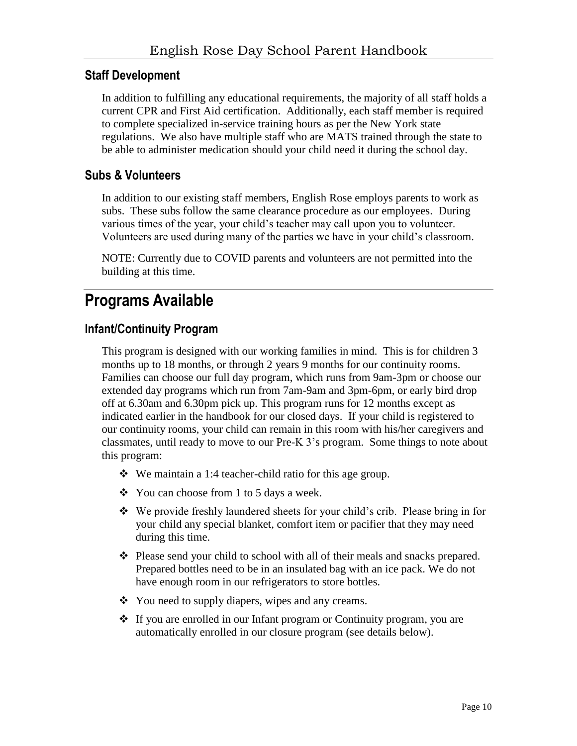## Staff Development

In addition to fulfilling any educational requirements, the majority of all staff holds a current CPR and First Aid certification. Additionally, each staff member is required to complete specialized in-service training hours as per the New York state regulations. We also have multiple staff who are MATS trained through the state to be able to administer medication should your child need it during the school day.

## Subs & Volunteers

In addition to our existing staff members, English Rose employs parents to work as subs. These subs follow the same clearance procedure as our employees. During various times of the year, your child's teacher may call upon you to volunteer. Volunteers are used during many of the parties we have in your child's classroom.

NOTE: Currently due to COVID parents and volunteers are not permitted into the building at this time.

# Programs Available

## Infant/Continuity Program

This program is designed with our working families in mind. This is for children 3 months up to 18 months, or through 2 years 9 months for our continuity rooms. Families can choose our full day program, which runs from 9am-3pm or choose our extended day programs which run from 7am-9am and 3pm-6pm, or early bird drop off at 6.30am and 6.30pm pick up. This program runs for 12 months except as indicated earlier in the handbook for our closed days. If your child is registered to our continuity rooms, your child can remain in this room with his/her caregivers and classmates, until ready to move to our Pre-K 3's program. Some things to note about this program:

- We maintain a 1:4 teacher-child ratio for this age group.
- You can choose from 1 to 5 days a week.
- We provide freshly laundered sheets for your child's crib. Please bring in for your child any special blanket, comfort item or pacifier that they may need during this time.
- Please send your child to school with all of their meals and snacks prepared. Prepared bottles need to be in an insulated bag with an ice pack. We do not have enough room in our refrigerators to store bottles.
- You need to supply diapers, wipes and any creams.
- If you are enrolled in our Infant program or Continuity program, you are automatically enrolled in our closure program (see details below).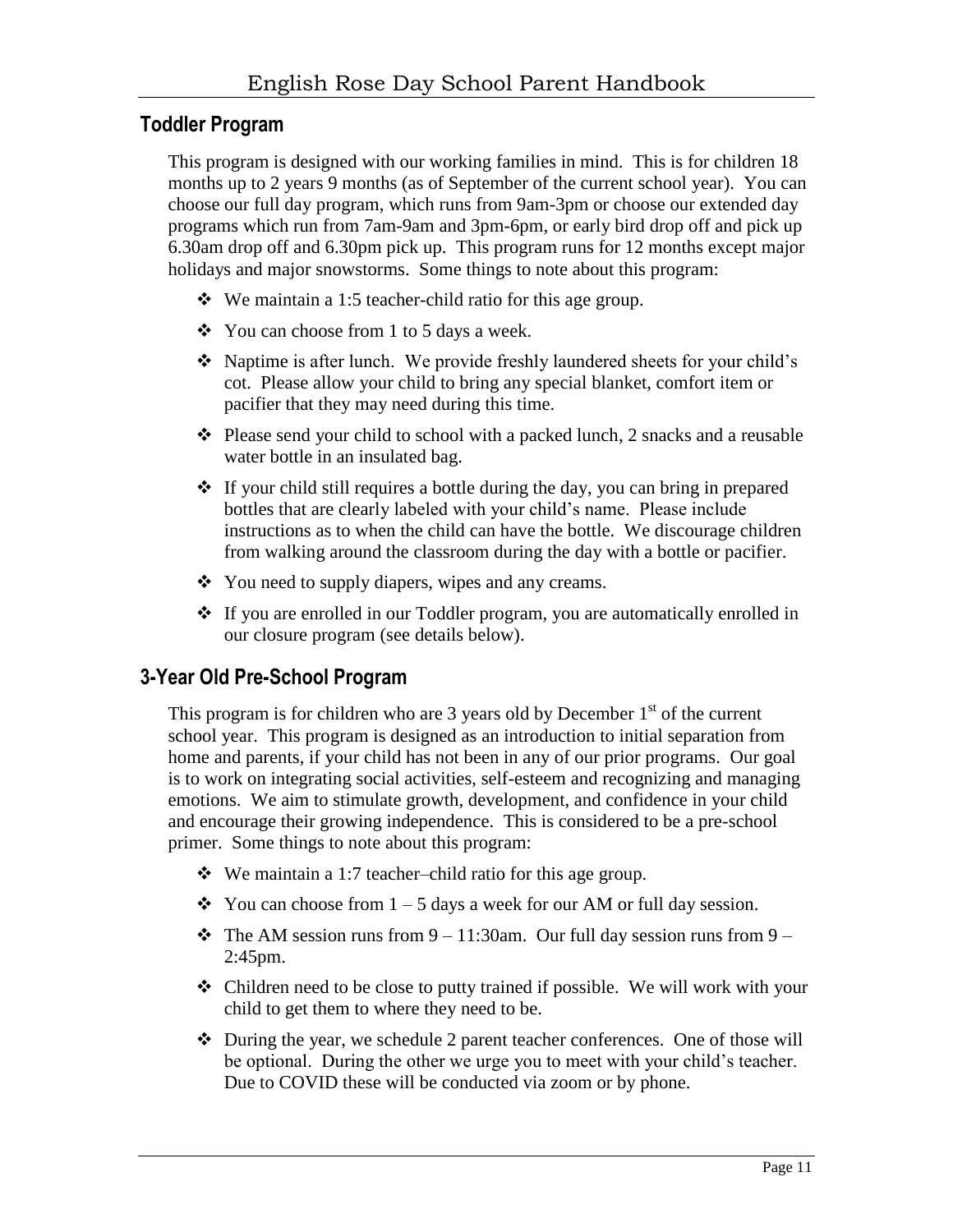## Toddler Program

This program is designed with our working families in mind. This is for children 18 months up to 2 years 9 months (as of September of the current school year). You can choose our full day program, which runs from 9am-3pm or choose our extended day programs which run from 7am-9am and 3pm-6pm, or early bird drop off and pick up 6.30am drop off and 6.30pm pick up. This program runs for 12 months except major holidays and major snowstorms. Some things to note about this program:

- We maintain a 1:5 teacher-child ratio for this age group.
- You can choose from 1 to 5 days a week.
- Naptime is after lunch. We provide freshly laundered sheets for your child's cot. Please allow your child to bring any special blanket, comfort item or pacifier that they may need during this time.
- Please send your child to school with a packed lunch, 2 snacks and a reusable water bottle in an insulated bag.
- If your child still requires a bottle during the day, you can bring in prepared bottles that are clearly labeled with your child's name. Please include instructions as to when the child can have the bottle. We discourage children from walking around the classroom during the day with a bottle or pacifier.
- You need to supply diapers, wipes and any creams.
- If you are enrolled in our Toddler program, you are automatically enrolled in our closure program (see details below).

## 3-Year Old Pre-School Program

This program is for children who are 3 years old by December 1st of the current school year. This program is designed as an introduction to initial separation from home and parents, if your child has not been in any of our prior programs. Our goal is to work on integrating social activities, self-esteem and recognizing and managing emotions. We aim to stimulate growth, development, and confidence in your child and encourage their growing independence. This is considered to be a pre-school primer. Some things to note about this program:

- We maintain a 1:7 teacher–child ratio for this age group.
- You can choose from 1 – 5 days a week for our AM or full day session.
- The AM session runs from 9 – 11:30am. Our full day session runs from 9 – 2:45pm.
- Children need to be close to putty trained if possible. We will work with your child to get them to where they need to be.
- During the year, we schedule 2 parent teacher conferences. One of those will be optional. During the other we urge you to meet with your child's teacher. Due to COVID these will be conducted via zoom or by phone.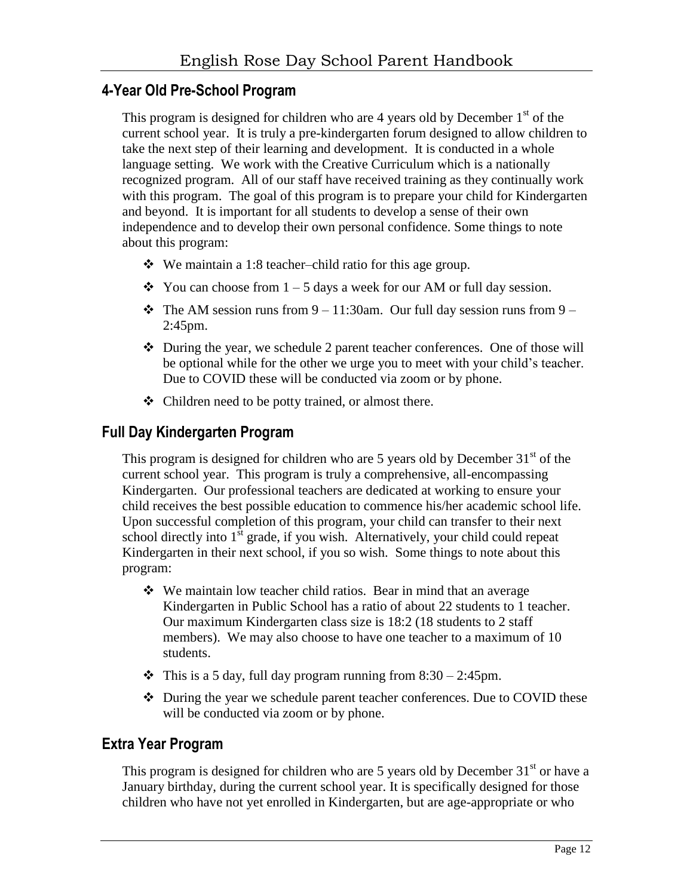## 4-Year Old Pre-School Program

This program is designed for children who are 4 years old by December 1st of the current school year. It is truly a pre-kindergarten forum designed to allow children to take the next step of their learning and development. It is conducted in a whole language setting. We work with the Creative Curriculum which is a nationally recognized program. All of our staff have received training as they continually work with this program. The goal of this program is to prepare your child for Kindergarten and beyond. It is important for all students to develop a sense of their own independence and to develop their own personal confidence. Some things to note about this program:

- We maintain a 1:8 teacher–child ratio for this age group.
- You can choose from 1 – 5 days a week for our AM or full day session.
- The AM session runs from 9 – 11:30am. Our full day session runs from 9 – 2:45pm.
- During the year, we schedule 2 parent teacher conferences. One of those will be optional while for the other we urge you to meet with your child's teacher. Due to COVID these will be conducted via zoom or by phone.
- Children need to be potty trained, or almost there.

## Full Day Kindergarten Program

This program is designed for children who are 5 years old by December 31st of the current school year. This program is truly a comprehensive, all-encompassing Kindergarten. Our professional teachers are dedicated at working to ensure your child receives the best possible education to commence his/her academic school life. Upon successful completion of this program, your child can transfer to their next school directly into 1st grade, if you wish. Alternatively, your child could repeat Kindergarten in their next school, if you so wish. Some things to note about this program:

- We maintain low teacher child ratios. Bear in mind that an average Kindergarten in Public School has a ratio of about 22 students to 1 teacher. Our maximum Kindergarten class size is 18:2 (18 students to 2 staff members). We may also choose to have one teacher to a maximum of 10 students.
- This is a 5 day, full day program running from 8:30 – 2:45pm.
- During the year we schedule parent teacher conferences. Due to COVID these will be conducted via zoom or by phone.

## Extra Year Program

This program is designed for children who are 5 years old by December 31st or have a January birthday, during the current school year. It is specifically designed for those children who have not yet enrolled in Kindergarten, but are age-appropriate or who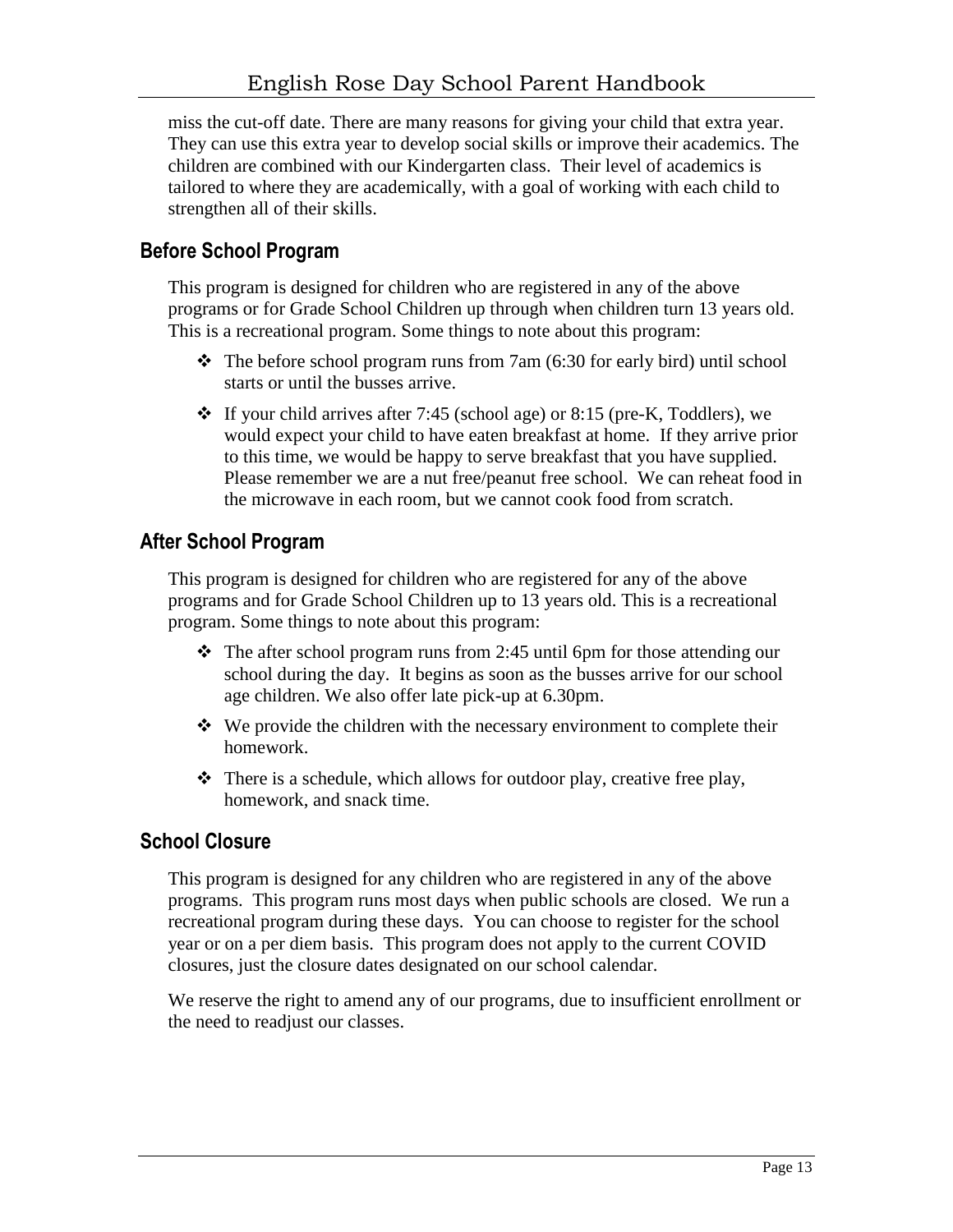miss the cut-off date. There are many reasons for giving your child that extra year. They can use this extra year to develop social skills or improve their academics. The children are combined with our Kindergarten class. Their level of academics is tailored to where they are academically, with a goal of working with each child to strengthen all of their skills.

## Before School Program

This program is designed for children who are registered in any of the above programs or for Grade School Children up through when children turn 13 years old. This is a recreational program. Some things to note about this program:

- The before school program runs from 7am (6:30 for early bird) until school starts or until the busses arrive.
- If your child arrives after 7:45 (school age) or 8:15 (pre-K, Toddlers), we would expect your child to have eaten breakfast at home. If they arrive prior to this time, we would be happy to serve breakfast that you have supplied. Please remember we are a nut free/peanut free school. We can reheat food in the microwave in each room, but we cannot cook food from scratch.

## After School Program

This program is designed for children who are registered for any of the above programs and for Grade School Children up to 13 years old. This is a recreational program. Some things to note about this program:

- The after school program runs from 2:45 until 6pm for those attending our school during the day. It begins as soon as the busses arrive for our school age children. We also offer late pick-up at 6.30pm.
- We provide the children with the necessary environment to complete their homework.
- There is a schedule, which allows for outdoor play, creative free play, homework, and snack time.

## School Closure

This program is designed for any children who are registered in any of the above programs. This program runs most days when public schools are closed. We run a recreational program during these days. You can choose to register for the school year or on a per diem basis. This program does not apply to the current COVID closures, just the closure dates designated on our school calendar.

We reserve the right to amend any of our programs, due to insufficient enrollment or the need to readjust our classes.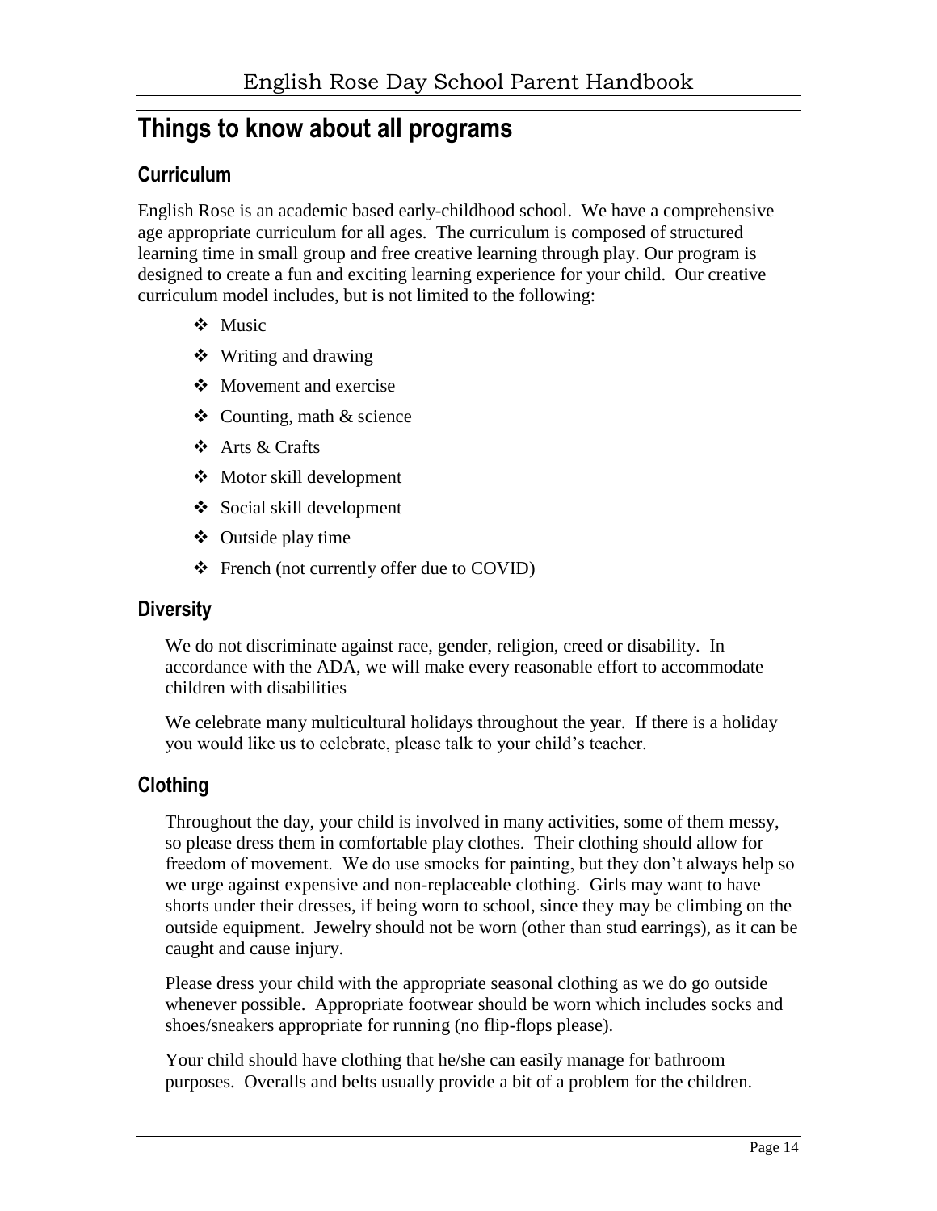# Things to know about all programs

## Curriculum

English Rose is an academic based early-childhood school. We have a comprehensive age appropriate curriculum for all ages. The curriculum is composed of structured learning time in small group and free creative learning through play. Our program is designed to create a fun and exciting learning experience for your child. Our creative curriculum model includes, but is not limited to the following:

- Music
- Writing and drawing
- Movement and exercise
- Counting, math & science
- Arts & Crafts
- Motor skill development
- Social skill development
- Outside play time
- French (not currently offer due to COVID)

## Diversity

We do not discriminate against race, gender, religion, creed or disability. In accordance with the ADA, we will make every reasonable effort to accommodate children with disabilities

We celebrate many multicultural holidays throughout the year. If there is a holiday you would like us to celebrate, please talk to your child's teacher.

## Clothing

Throughout the day, your child is involved in many activities, some of them messy, so please dress them in comfortable play clothes. Their clothing should allow for freedom of movement. We do use smocks for painting, but they don't always help so we urge against expensive and non-replaceable clothing. Girls may want to have shorts under their dresses, if being worn to school, since they may be climbing on the outside equipment. Jewelry should not be worn (other than stud earrings), as it can be caught and cause injury.

Please dress your child with the appropriate seasonal clothing as we do go outside whenever possible. Appropriate footwear should be worn which includes socks and shoes/sneakers appropriate for running (no flip-flops please).

Your child should have clothing that he/she can easily manage for bathroom purposes. Overalls and belts usually provide a bit of a problem for the children.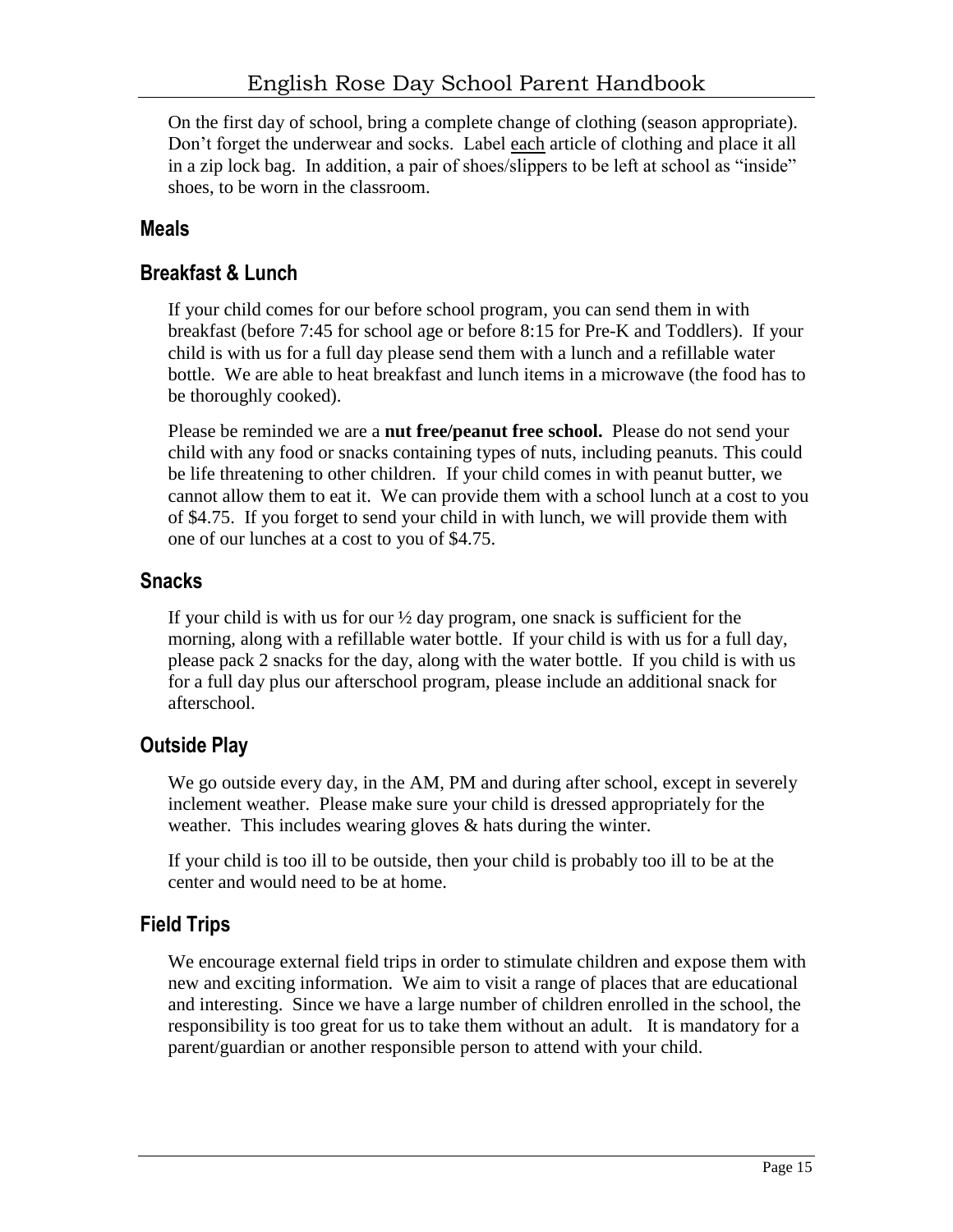On the first day of school, bring a complete change of clothing (season appropriate). Don't forget the underwear and socks. Label <u>each</u> article of clothing and place it all in a zip lock bag. In addition, a pair of shoes/slippers to be left at school as "inside" shoes, to be worn in the classroom.

## Meals

## Breakfast & Lunch

If your child comes for our before school program, you can send them in with breakfast (before 7:45 for school age or before 8:15 for Pre-K and Toddlers). If your child is with us for a full day please send them with a lunch and a refillable water bottle. We are able to heat breakfast and lunch items in a microwave (the food has to be thoroughly cooked).

Please be reminded we are a **nut free/peanut free school.** Please do not send your child with any food or snacks containing types of nuts, including peanuts. This could be life threatening to other children. If your child comes in with peanut butter, we cannot allow them to eat it. We can provide them with a school lunch at a cost to you of $4.75. If you forget to send your child in with lunch, we will provide them with one of our lunches at a cost to you of $4.75.

## Snacks

If your child is with us for our ½ day program, one snack is sufficient for the morning, along with a refillable water bottle. If your child is with us for a full day, please pack 2 snacks for the day, along with the water bottle. If you child is with us for a full day plus our afterschool program, please include an additional snack for afterschool.

## Outside Play

We go outside every day, in the AM, PM and during after school, except in severely inclement weather. Please make sure your child is dressed appropriately for the weather. This includes wearing gloves & hats during the winter.

If your child is too ill to be outside, then your child is probably too ill to be at the center and would need to be at home.

## Field Trips

We encourage external field trips in order to stimulate children and expose them with new and exciting information. We aim to visit a range of places that are educational and interesting. Since we have a large number of children enrolled in the school, the responsibility is too great for us to take them without an adult. It is mandatory for a parent/guardian or another responsible person to attend with your child.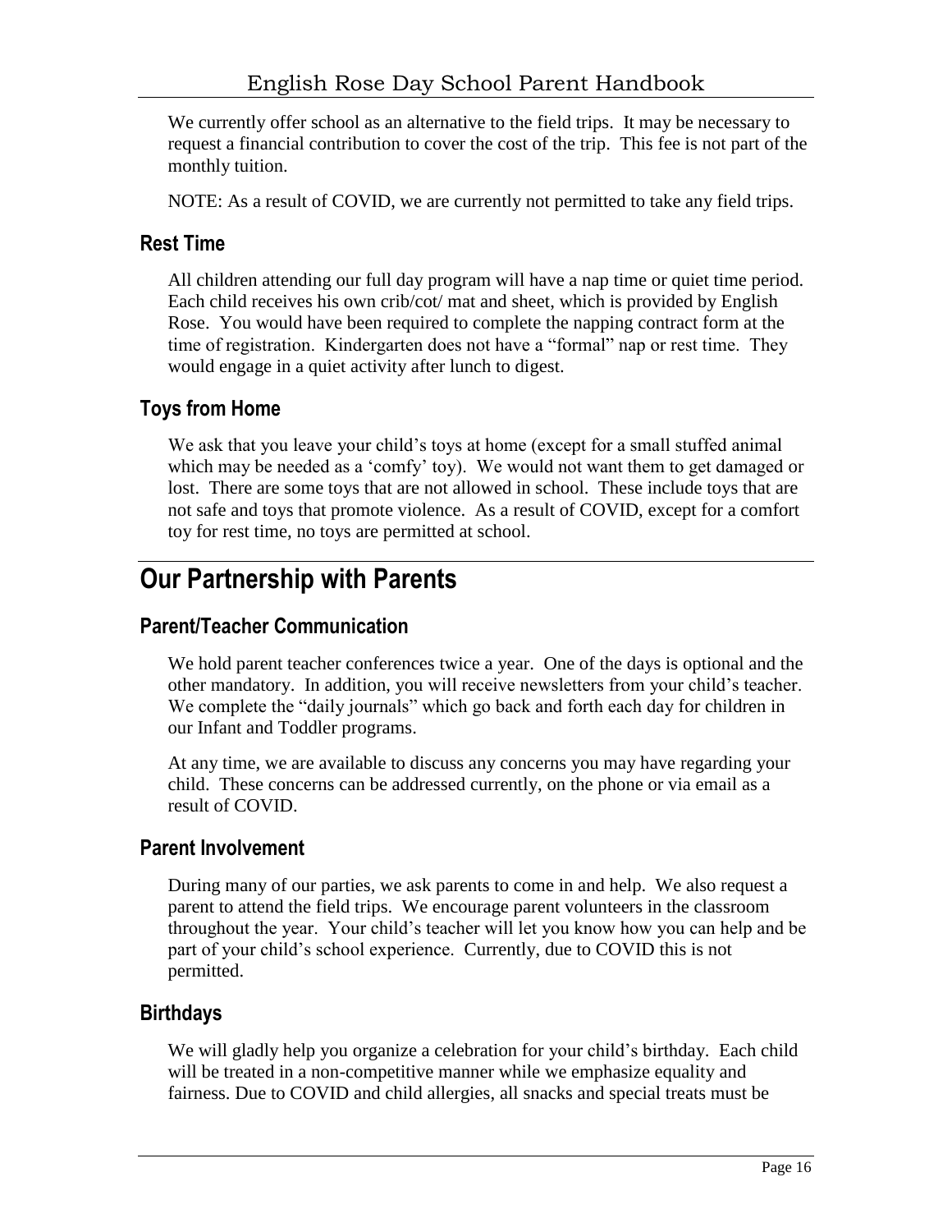We currently offer school as an alternative to the field trips. It may be necessary to request a financial contribution to cover the cost of the trip. This fee is not part of the monthly tuition.

NOTE: As a result of COVID, we are currently not permitted to take any field trips.

### Rest Time

All children attending our full day program will have a nap time or quiet time period. Each child receives his own crib/cot/ mat and sheet, which is provided by English Rose. You would have been required to complete the napping contract form at the time of registration. Kindergarten does not have a "formal" nap or rest time. They would engage in a quiet activity after lunch to digest.

### Toys from Home

We ask that you leave your child's toys at home (except for a small stuffed animal which may be needed as a 'comfy' toy). We would not want them to get damaged or lost. There are some toys that are not allowed in school. These include toys that are not safe and toys that promote violence. As a result of COVID, except for a comfort toy for rest time, no toys are permitted at school.

## Our Partnership with Parents

### Parent/Teacher Communication

We hold parent teacher conferences twice a year. One of the days is optional and the other mandatory. In addition, you will receive newsletters from your child's teacher. We complete the "daily journals" which go back and forth each day for children in our Infant and Toddler programs.

At any time, we are available to discuss any concerns you may have regarding your child. These concerns can be addressed currently, on the phone or via email as a result of COVID.

### Parent Involvement

During many of our parties, we ask parents to come in and help. We also request a parent to attend the field trips. We encourage parent volunteers in the classroom throughout the year. Your child's teacher will let you know how you can help and be part of your child's school experience. Currently, due to COVID this is not permitted.

### Birthdays

We will gladly help you organize a celebration for your child's birthday. Each child will be treated in a non-competitive manner while we emphasize equality and fairness. Due to COVID and child allergies, all snacks and special treats must be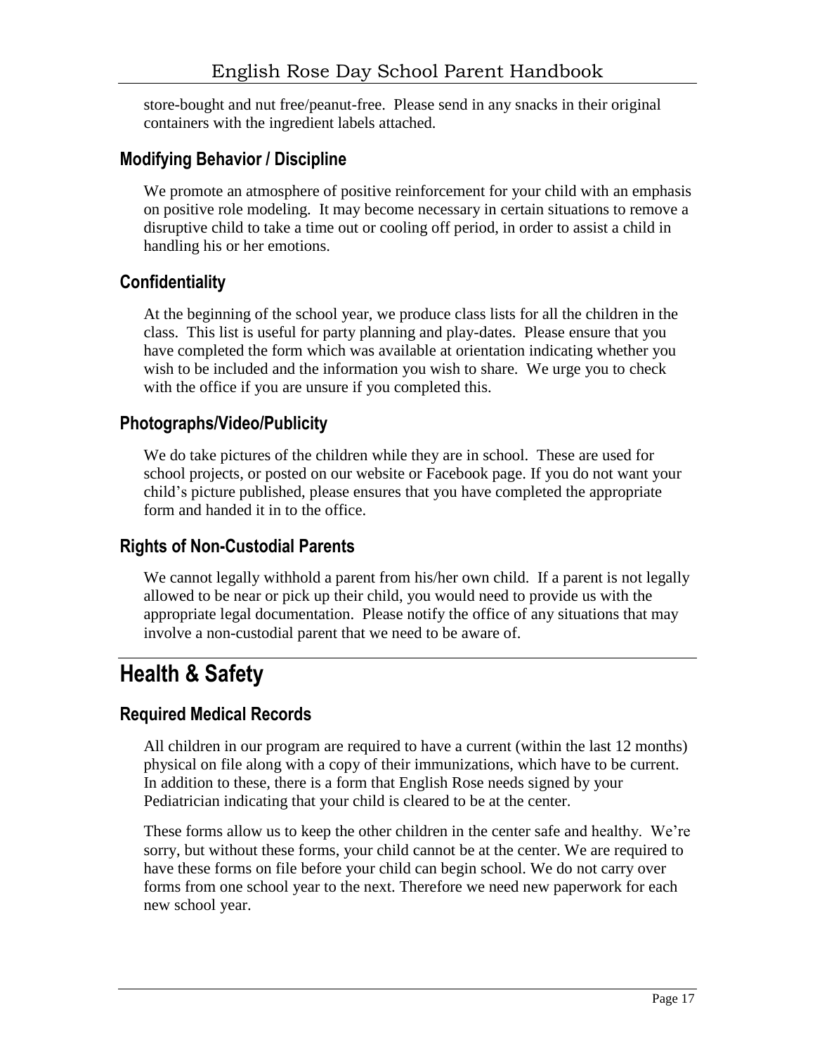store-bought and nut free/peanut-free. Please send in any snacks in their original containers with the ingredient labels attached.

### Modifying Behavior / Discipline

We promote an atmosphere of positive reinforcement for your child with an emphasis on positive role modeling. It may become necessary in certain situations to remove a disruptive child to take a time out or cooling off period, in order to assist a child in handling his or her emotions.

### Confidentiality

At the beginning of the school year, we produce class lists for all the children in the class. This list is useful for party planning and play-dates. Please ensure that you have completed the form which was available at orientation indicating whether you wish to be included and the information you wish to share. We urge you to check with the office if you are unsure if you completed this.

### Photographs/Video/Publicity

We do take pictures of the children while they are in school. These are used for school projects, or posted on our website or Facebook page. If you do not want your child's picture published, please ensures that you have completed the appropriate form and handed it in to the office.

### Rights of Non-Custodial Parents

We cannot legally withhold a parent from his/her own child. If a parent is not legally allowed to be near or pick up their child, you would need to provide us with the appropriate legal documentation. Please notify the office of any situations that may involve a non-custodial parent that we need to be aware of.

## Health & Safety

### Required Medical Records

All children in our program are required to have a current (within the last 12 months) physical on file along with a copy of their immunizations, which have to be current. In addition to these, there is a form that English Rose needs signed by your Pediatrician indicating that your child is cleared to be at the center.

These forms allow us to keep the other children in the center safe and healthy. We're sorry, but without these forms, your child cannot be at the center. We are required to have these forms on file before your child can begin school. We do not carry over forms from one school year to the next. Therefore we need new paperwork for each new school year.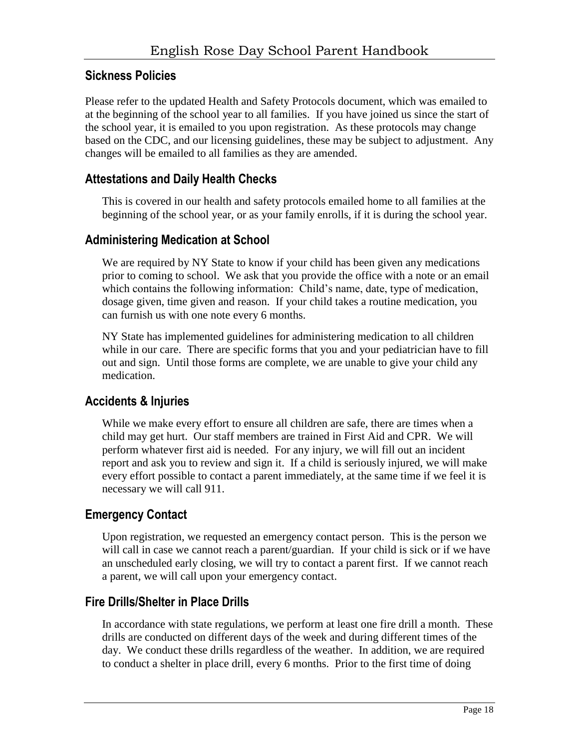## Sickness Policies

Please refer to the updated Health and Safety Protocols document, which was emailed to at the beginning of the school year to all families. If you have joined us since the start of the school year, it is emailed to you upon registration. As these protocols may change based on the CDC, and our licensing guidelines, these may be subject to adjustment. Any changes will be emailed to all families as they are amended.

## Attestations and Daily Health Checks

This is covered in our health and safety protocols emailed home to all families at the beginning of the school year, or as your family enrolls, if it is during the school year.

## Administering Medication at School

We are required by NY State to know if your child has been given any medications prior to coming to school. We ask that you provide the office with a note or an email which contains the following information: Child's name, date, type of medication, dosage given, time given and reason. If your child takes a routine medication, you can furnish us with one note every 6 months.

NY State has implemented guidelines for administering medication to all children while in our care. There are specific forms that you and your pediatrician have to fill out and sign. Until those forms are complete, we are unable to give your child any medication.

## Accidents & Injuries

While we make every effort to ensure all children are safe, there are times when a child may get hurt. Our staff members are trained in First Aid and CPR. We will perform whatever first aid is needed. For any injury, we will fill out an incident report and ask you to review and sign it. If a child is seriously injured, we will make every effort possible to contact a parent immediately, at the same time if we feel it is necessary we will call 911.

## Emergency Contact

Upon registration, we requested an emergency contact person. This is the person we will call in case we cannot reach a parent/guardian. If your child is sick or if we have an unscheduled early closing, we will try to contact a parent first. If we cannot reach a parent, we will call upon your emergency contact.

## Fire Drills/Shelter in Place Drills

In accordance with state regulations, we perform at least one fire drill a month. These drills are conducted on different days of the week and during different times of the day. We conduct these drills regardless of the weather. In addition, we are required to conduct a shelter in place drill, every 6 months. Prior to the first time of doing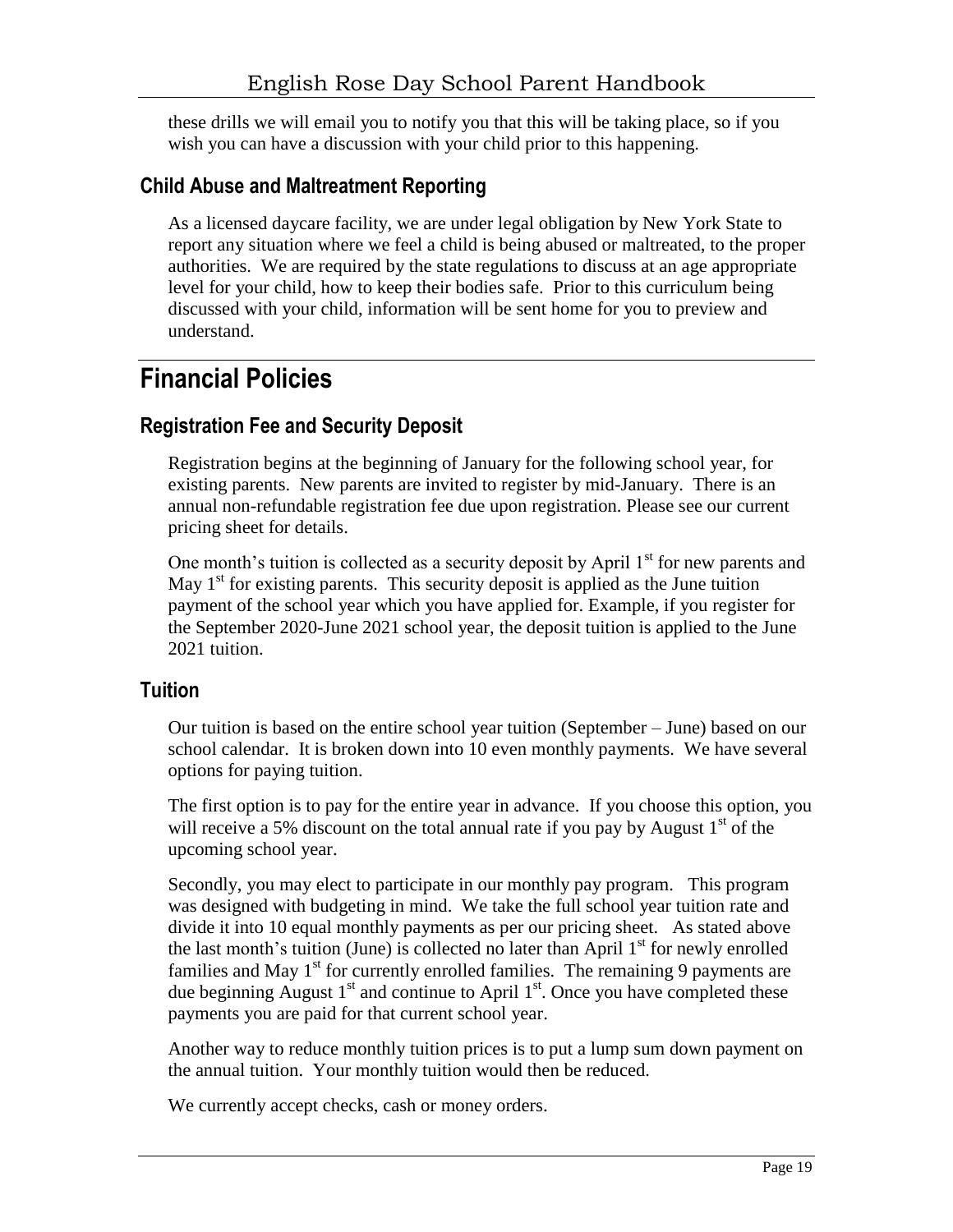these drills we will email you to notify you that this will be taking place, so if you wish you can have a discussion with your child prior to this happening.

### Child Abuse and Maltreatment Reporting

As a licensed daycare facility, we are under legal obligation by New York State to report any situation where we feel a child is being abused or maltreated, to the proper authorities. We are required by the state regulations to discuss at an age appropriate level for your child, how to keep their bodies safe. Prior to this curriculum being discussed with your child, information will be sent home for you to preview and understand.

## Financial Policies

### Registration Fee and Security Deposit

Registration begins at the beginning of January for the following school year, for existing parents. New parents are invited to register by mid-January. There is an annual non-refundable registration fee due upon registration. Please see our current pricing sheet for details.

One month's tuition is collected as a security deposit by April 1st for new parents and May 1st for existing parents. This security deposit is applied as the June tuition payment of the school year which you have applied for. Example, if you register for the September 2020-June 2021 school year, the deposit tuition is applied to the June 2021 tuition.

### Tuition

Our tuition is based on the entire school year tuition (September – June) based on our school calendar. It is broken down into 10 even monthly payments. We have several options for paying tuition.

The first option is to pay for the entire year in advance. If you choose this option, you will receive a 5% discount on the total annual rate if you pay by August 1st of the upcoming school year.

Secondly, you may elect to participate in our monthly pay program. This program was designed with budgeting in mind. We take the full school year tuition rate and divide it into 10 equal monthly payments as per our pricing sheet. As stated above the last month's tuition (June) is collected no later than April 1st for newly enrolled families and May 1st for currently enrolled families. The remaining 9 payments are due beginning August 1st and continue to April 1st. Once you have completed these payments you are paid for that current school year.

Another way to reduce monthly tuition prices is to put a lump sum down payment on the annual tuition. Your monthly tuition would then be reduced.

We currently accept checks, cash or money orders.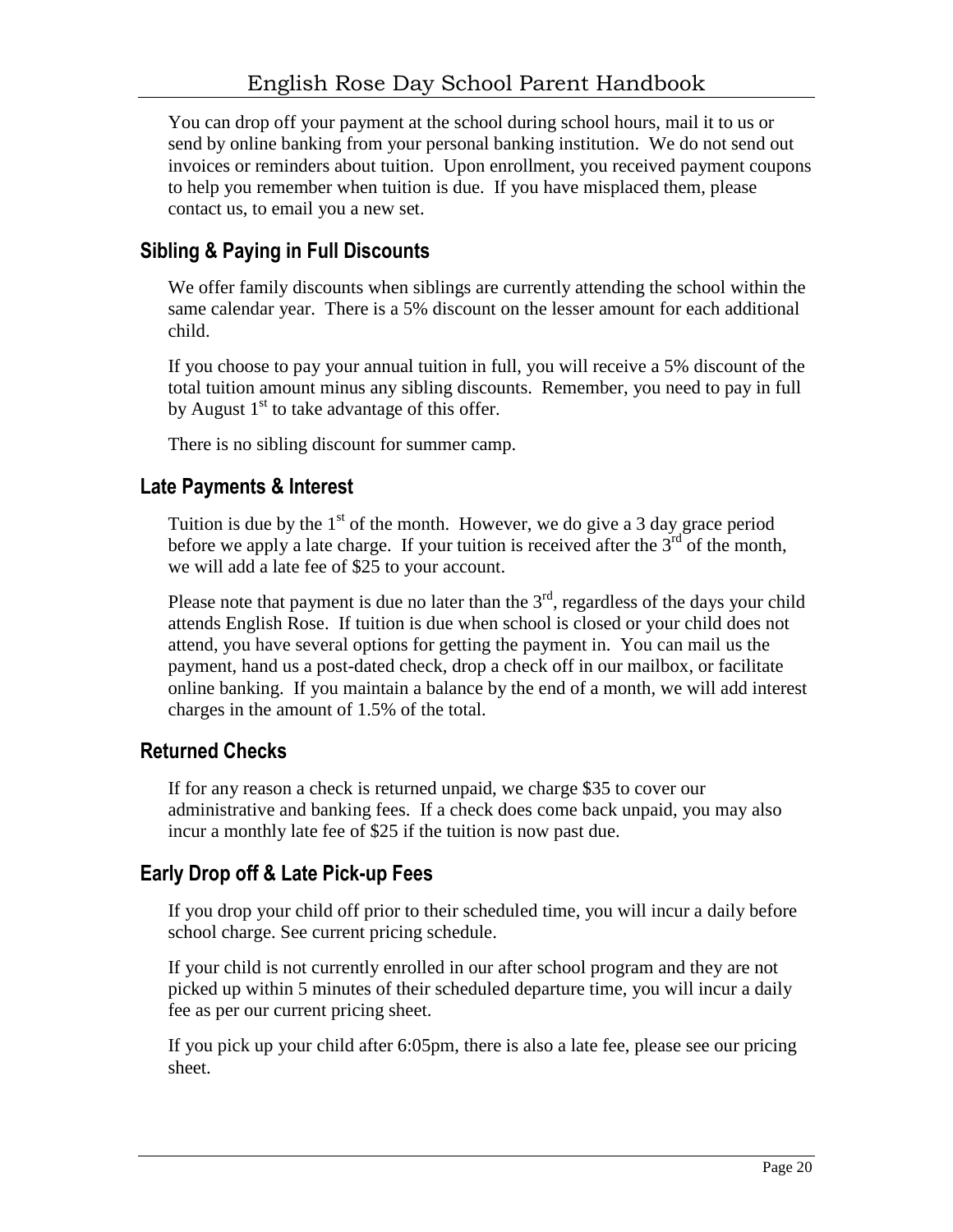You can drop off your payment at the school during school hours, mail it to us or send by online banking from your personal banking institution. We do not send out invoices or reminders about tuition. Upon enrollment, you received payment coupons to help you remember when tuition is due. If you have misplaced them, please contact us, to email you a new set.

## Sibling & Paying in Full Discounts

We offer family discounts when siblings are currently attending the school within the same calendar year. There is a 5% discount on the lesser amount for each additional child.

If you choose to pay your annual tuition in full, you will receive a 5% discount of the total tuition amount minus any sibling discounts. Remember, you need to pay in full by August 1st to take advantage of this offer.

There is no sibling discount for summer camp.

## Late Payments & Interest

Tuition is due by the 1st of the month. However, we do give a 3 day grace period before we apply a late charge. If your tuition is received after the 3rd of the month, we will add a late fee of $25 to your account.

Please note that payment is due no later than the 3rd, regardless of the days your child attends English Rose. If tuition is due when school is closed or your child does not attend, you have several options for getting the payment in. You can mail us the payment, hand us a post-dated check, drop a check off in our mailbox, or facilitate online banking. If you maintain a balance by the end of a month, we will add interest charges in the amount of 1.5% of the total.

## Returned Checks

If for any reason a check is returned unpaid, we charge $35 to cover our administrative and banking fees. If a check does come back unpaid, you may also incur a monthly late fee of $25 if the tuition is now past due.

## Early Drop off & Late Pick-up Fees

If you drop your child off prior to their scheduled time, you will incur a daily before school charge. See current pricing schedule.

If your child is not currently enrolled in our after school program and they are not picked up within 5 minutes of their scheduled departure time, you will incur a daily fee as per our current pricing sheet.

If you pick up your child after 6:05pm, there is also a late fee, please see our pricing sheet.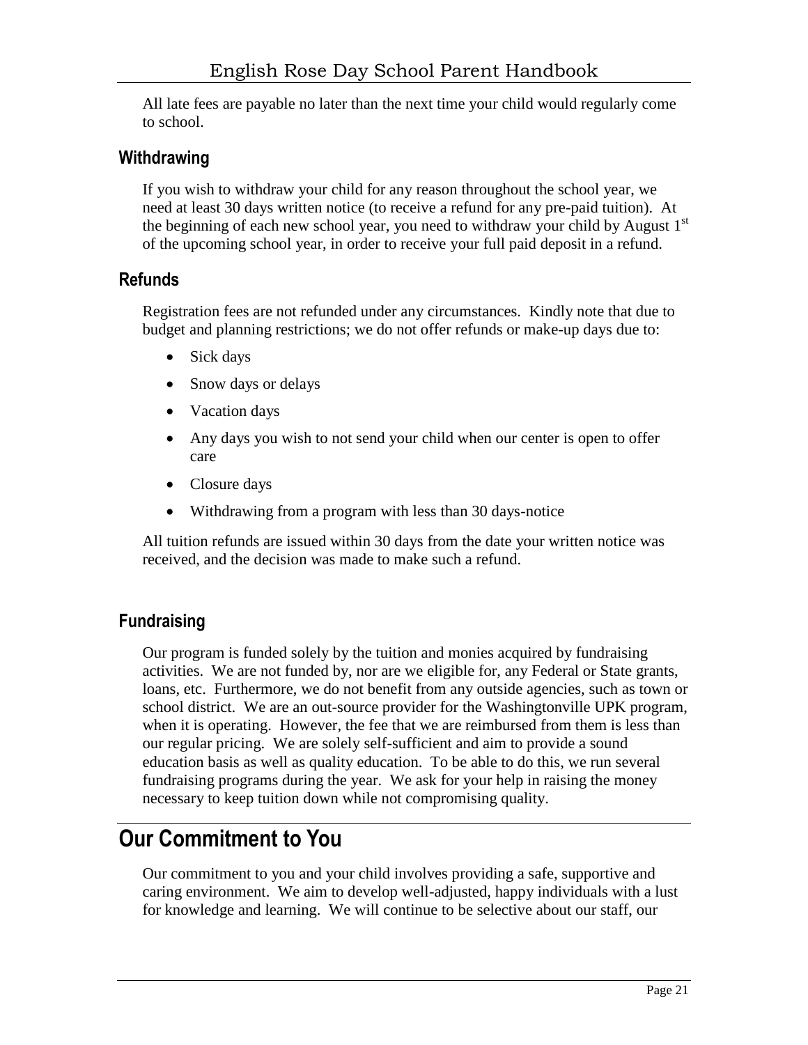All late fees are payable no later than the next time your child would regularly come to school.

### Withdrawing

If you wish to withdraw your child for any reason throughout the school year, we need at least 30 days written notice (to receive a refund for any pre-paid tuition). At the beginning of each new school year, you need to withdraw your child by August 1st of the upcoming school year, in order to receive your full paid deposit in a refund.

### Refunds

Registration fees are not refunded under any circumstances. Kindly note that due to budget and planning restrictions; we do not offer refunds or make-up days due to:

- Sick days
- Snow days or delays
- Vacation days
- Any days you wish to not send your child when our center is open to offer care
- Closure days
- Withdrawing from a program with less than 30 days-notice

All tuition refunds are issued within 30 days from the date your written notice was received, and the decision was made to make such a refund.

### Fundraising

Our program is funded solely by the tuition and monies acquired by fundraising activities. We are not funded by, nor are we eligible for, any Federal or State grants, loans, etc. Furthermore, we do not benefit from any outside agencies, such as town or school district. We are an out-source provider for the Washingtonville UPK program, when it is operating. However, the fee that we are reimbursed from them is less than our regular pricing. We are solely self-sufficient and aim to provide a sound education basis as well as quality education. To be able to do this, we run several fundraising programs during the year. We ask for your help in raising the money necessary to keep tuition down while not compromising quality.

## Our Commitment to You

Our commitment to you and your child involves providing a safe, supportive and caring environment. We aim to develop well-adjusted, happy individuals with a lust for knowledge and learning. We will continue to be selective about our staff, our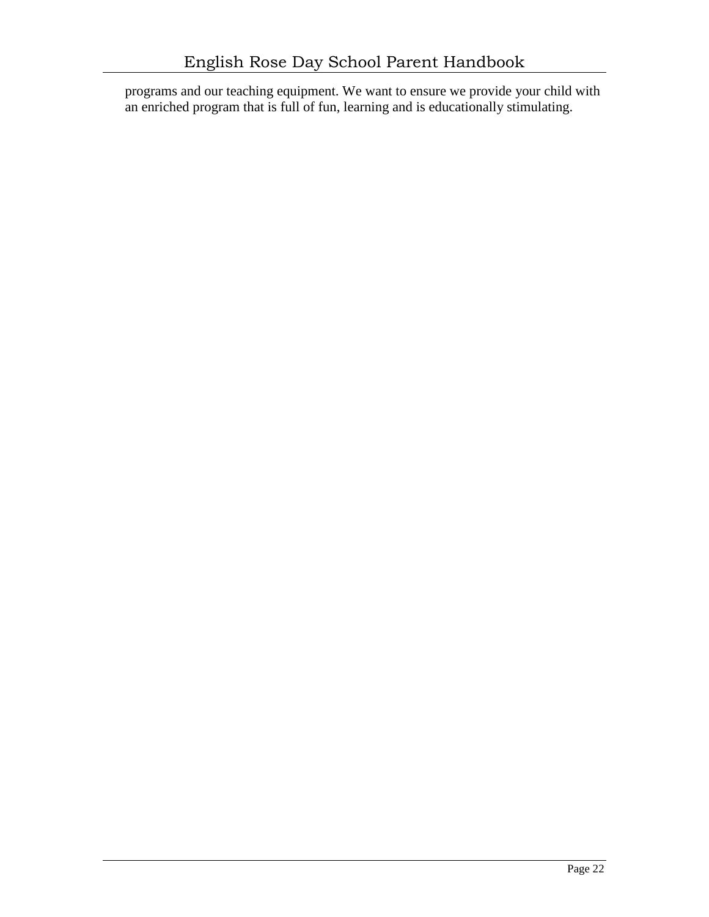programs and our teaching equipment. We want to ensure we provide your child with an enriched program that is full of fun, learning and is educationally stimulating.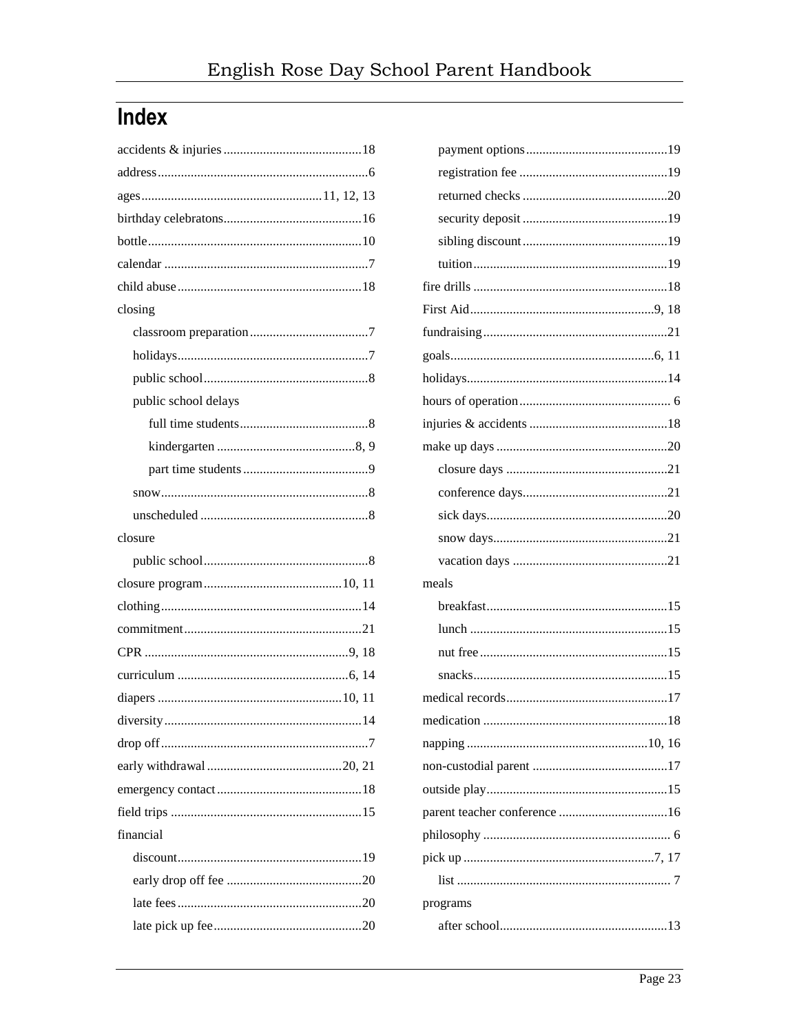# Index

- accidents & injuries....18
- address....6
- ages....11, 12, 13
- birthday celebratons....16
- bottle....10
- calendar....7
- child abuse....18
- closing
  - classroom preparation....7
  - holidays....7
  - public school....8
  - public school delays
    - full time students....8
    - kindergarten....8, 9
    - part time students....9
  - snow....8
  - unscheduled....8
- closure
  - public school....8
- closure program....10, 11
- clothing....14
- commitment....21
- CPR....9, 18
- curriculum....6, 14
- diapers....10, 11
- diversity....14
- drop off....7
- early withdrawal....20, 21
- emergency contact....18
- field trips....15
- financial
  - discount....19
  - early drop off fee....20
  - late fees....20
  - late pick up fee....20
  - payment options....19
  - registration fee....19
  - returned checks....20
  - security deposit....19
  - sibling discount....19
  - tuition....19
- fire drills....18
- First Aid....9, 18
- fundraising....21
- goals....6, 11
- holidays....14
- hours of operation....6
- injuries & accidents....18
- make up days....20
  - closure days....21
  - conference days....21
  - sick days....20
  - snow days....21
  - vacation days....21
- meals
  - breakfast....15
  - lunch....15
  - nut free....15
  - snacks....15
- medical records....17
- medication....18
- napping....10, 16
- non-custodial parent....17
- outside play....15
- parent teacher conference....16
- philosophy....6
- pick up....7, 17
  - list....7
- programs
  - after school....13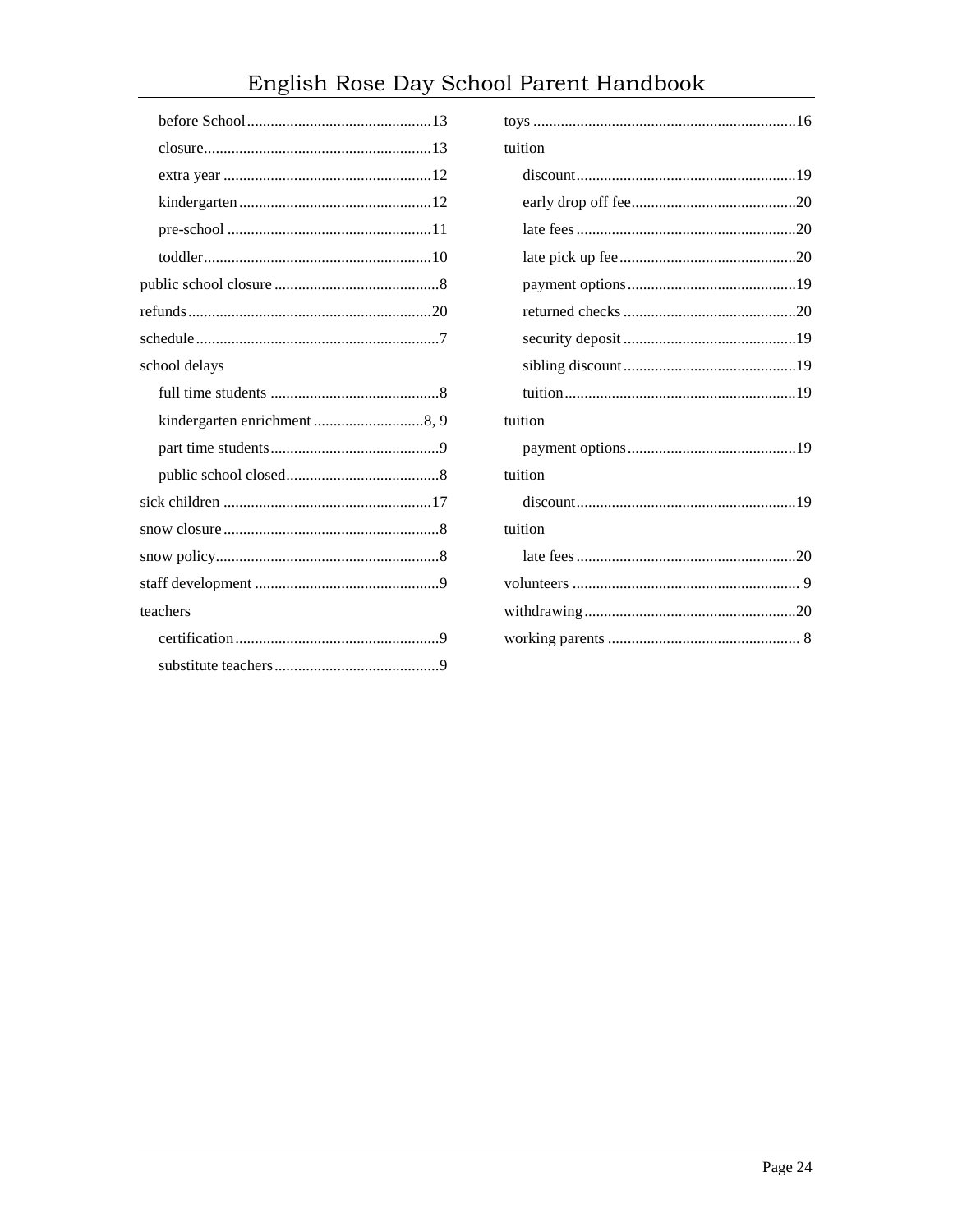- before School ... 13
- closure ... 13
- extra year ... 12
- kindergarten ... 12
- pre-school ... 11
- toddler ... 10

public school closure ... 8

refunds ... 20

schedule ... 7

school delays

- full time students ... 8
- kindergarten enrichment ... 8, 9
- part time students ... 9
- public school closed ... 8

sick children ... 17

snow closure ... 8

snow policy ... 8

staff development ... 9

teachers

- certification ... 9
- substitute teachers ... 9

toys ... 16

tuition

- discount ... 19
- early drop off fee ... 20
- late fees ... 20
- late pick up fee ... 20
- payment options ... 19
- returned checks ... 20
- security deposit ... 19
- sibling discount ... 19
- tuition ... 19

tuition

- payment options ... 19

tuition

- discount ... 19

tuition

- late fees ... 20

volunteers ... 9

withdrawing ... 20

working parents ... 8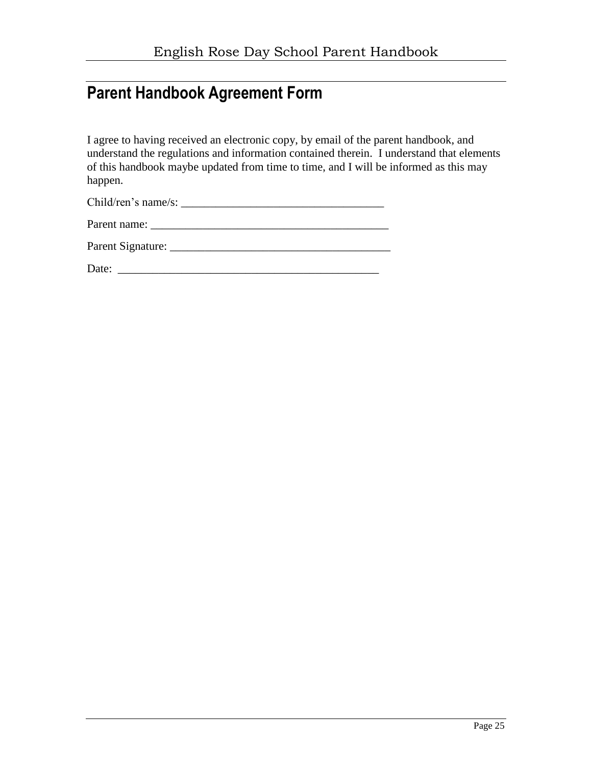## Parent Handbook Agreement Form

I agree to having received an electronic copy, by email of the parent handbook, and understand the regulations and information contained therein. I understand that elements of this handbook maybe updated from time to time, and I will be informed as this may happen.

Child/ren's name/s: ___________________________________

Parent name: _________________________________________

Parent Signature: ______________________________________

Date: ______________________________________________